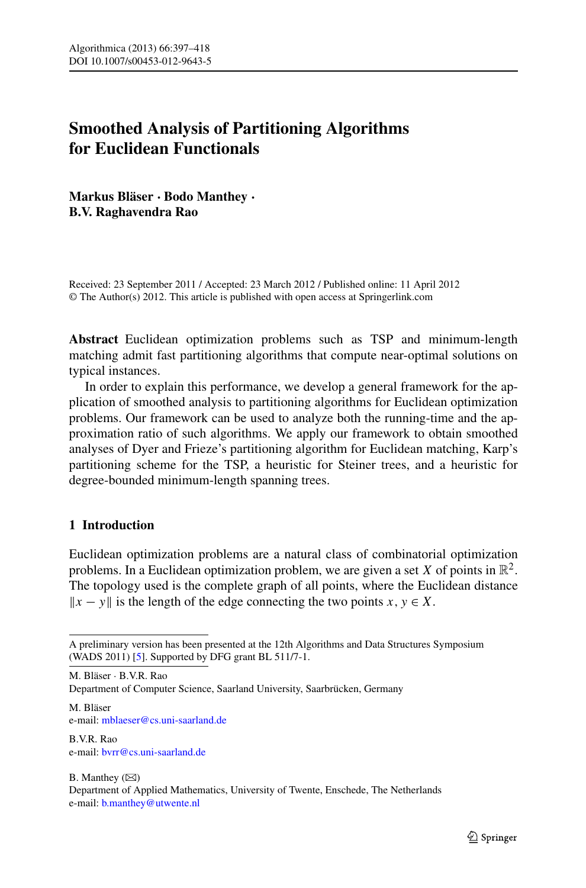# Smoothed Analysis of Partitioning Algorithms for Euclidean Functionals

**Markus Bläser · Bodo Manthey · B.V. Raghavendra Rao**

Received: 23 September 2011 / Accepted: 23 March 2012 / Published online: 11 April 2012
© The Author(s) 2012. This article is published with open access at Springerlink.com

**Abstract** Euclidean optimization problems such as TSP and minimum-length matching admit fast partitioning algorithms that compute near-optimal solutions on typical instances.

In order to explain this performance, we develop a general framework for the application of smoothed analysis to partitioning algorithms for Euclidean optimization problems. Our framework can be used to analyze both the running-time and the approximation ratio of such algorithms. We apply our framework to obtain smoothed analyses of Dyer and Frieze's partitioning algorithm for Euclidean matching, Karp's partitioning scheme for the TSP, a heuristic for Steiner trees, and a heuristic for degree-bounded minimum-length spanning trees.

## 1 Introduction

Euclidean optimization problems are a natural class of combinatorial optimization problems. In a Euclidean optimization problem, we are given a set $X$ of points in $\mathbb{R}^2$. The topology used is the complete graph of all points, where the Euclidean distance $\|x - y\|$ is the length of the edge connecting the two points $x, y \in X$.

---

A preliminary version has been presented at the 12th Algorithms and Data Structures Symposium (WADS 2011) [5]. Supported by DFG grant BL 511/7-1.

M. Bläser · B.V.R. Rao
Department of Computer Science, Saarland University, Saarbrücken, Germany

M. Bläser
e-mail: mblaeser@cs.uni-saarland.de

B.V.R. Rao
e-mail: bvrr@cs.uni-saarland.de

B. Manthey (✉)
Department of Applied Mathematics, University of Twente, Enschede, The Netherlands
e-mail: b.manthey@utwente.nl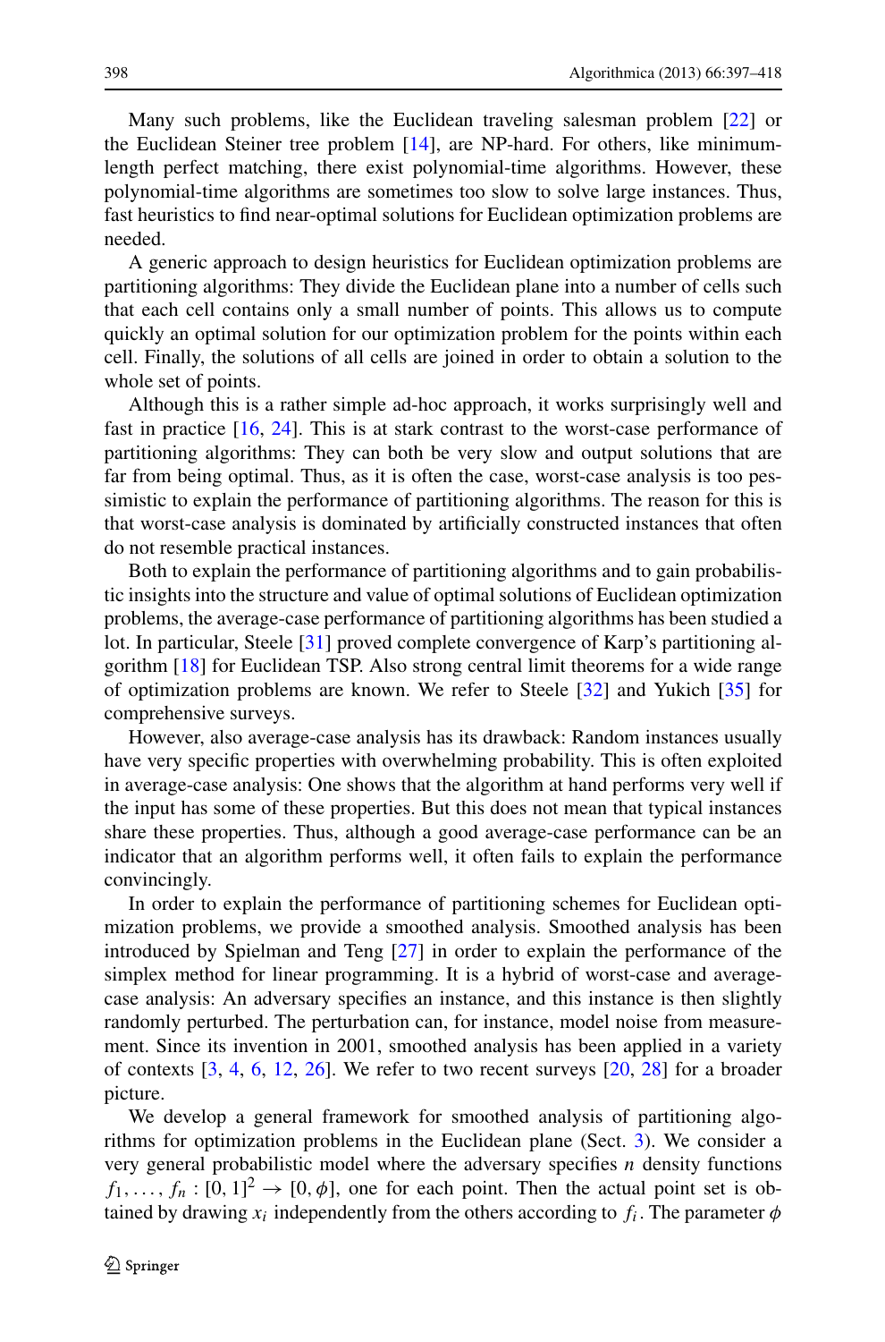Many such problems, like the Euclidean traveling salesman problem [22] or the Euclidean Steiner tree problem [14], are NP-hard. For others, like minimum-length perfect matching, there exist polynomial-time algorithms. However, these polynomial-time algorithms are sometimes too slow to solve large instances. Thus, fast heuristics to find near-optimal solutions for Euclidean optimization problems are needed.

A generic approach to design heuristics for Euclidean optimization problems are partitioning algorithms: They divide the Euclidean plane into a number of cells such that each cell contains only a small number of points. This allows us to compute quickly an optimal solution for our optimization problem for the points within each cell. Finally, the solutions of all cells are joined in order to obtain a solution to the whole set of points.

Although this is a rather simple ad-hoc approach, it works surprisingly well and fast in practice [16, 24]. This is at stark contrast to the worst-case performance of partitioning algorithms: They can both be very slow and output solutions that are far from being optimal. Thus, as it is often the case, worst-case analysis is too pessimistic to explain the performance of partitioning algorithms. The reason for this is that worst-case analysis is dominated by artificially constructed instances that often do not resemble practical instances.

Both to explain the performance of partitioning algorithms and to gain probabilistic insights into the structure and value of optimal solutions of Euclidean optimization problems, the average-case performance of partitioning algorithms has been studied a lot. In particular, Steele [31] proved complete convergence of Karp's partitioning algorithm [18] for Euclidean TSP. Also strong central limit theorems for a wide range of optimization problems are known. We refer to Steele [32] and Yukich [35] for comprehensive surveys.

However, also average-case analysis has its drawback: Random instances usually have very specific properties with overwhelming probability. This is often exploited in average-case analysis: One shows that the algorithm at hand performs very well if the input has some of these properties. But this does not mean that typical instances share these properties. Thus, although a good average-case performance can be an indicator that an algorithm performs well, it often fails to explain the performance convincingly.

In order to explain the performance of partitioning schemes for Euclidean optimization problems, we provide a smoothed analysis. Smoothed analysis has been introduced by Spielman and Teng [27] in order to explain the performance of the simplex method for linear programming. It is a hybrid of worst-case and average-case analysis: An adversary specifies an instance, and this instance is then slightly randomly perturbed. The perturbation can, for instance, model noise from measurement. Since its invention in 2001, smoothed analysis has been applied in a variety of contexts [3, 4, 6, 12, 26]. We refer to two recent surveys [20, 28] for a broader picture.

We develop a general framework for smoothed analysis of partitioning algorithms for optimization problems in the Euclidean plane (Sect. 3). We consider a very general probabilistic model where the adversary specifies $n$ density functions $f_1, \ldots, f_n : [0,1]^2 \to [0, \phi]$, one for each point. Then the actual point set is obtained by drawing $x_i$ independently from the others according to $f_i$. The parameter $\phi$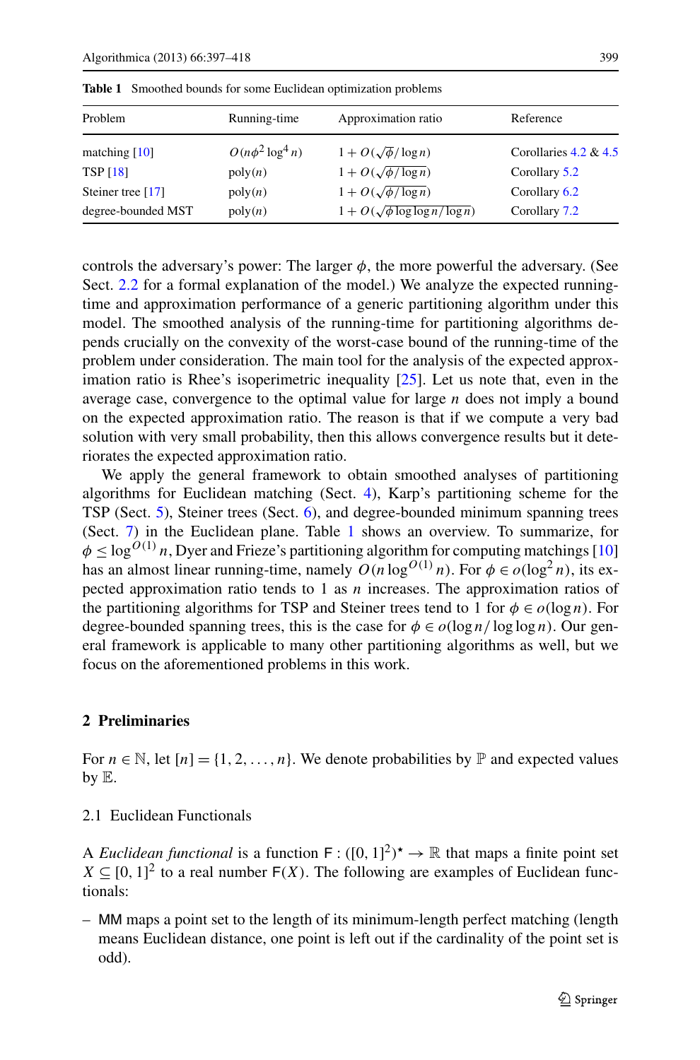**Table 1** Smoothed bounds for some Euclidean optimization problems

| Problem | Running-time | Approximation ratio | Reference |
|---|---|---|---|
| matching [10] | $O(n\phi^2 \log^4 n)$ | $1 + O(\sqrt{\phi}/\log n)$ | Corollaries 4.2 & 4.5 |
| TSP [18] | $\mathrm{poly}(n)$ | $1 + O(\sqrt{\phi/\log n})$ | Corollary 5.2 |
| Steiner tree [17] | $\mathrm{poly}(n)$ | $1 + O(\sqrt{\phi/\log n})$ | Corollary 6.2 |
| degree-bounded MST | $\mathrm{poly}(n)$ | $1 + O(\sqrt{\phi \log\log n/\log n})$ | Corollary 7.2 |

controls the adversary's power: The larger $\phi$, the more powerful the adversary. (See Sect. 2.2 for a formal explanation of the model.) We analyze the expected running-time and approximation performance of a generic partitioning algorithm under this model. The smoothed analysis of the running-time for partitioning algorithms depends crucially on the convexity of the worst-case bound of the running-time of the problem under consideration. The main tool for the analysis of the expected approximation ratio is Rhee's isoperimetric inequality [25]. Let us note that, even in the average case, convergence to the optimal value for large $n$ does not imply a bound on the expected approximation ratio. The reason is that if we compute a very bad solution with very small probability, then this allows convergence results but it deteriorates the expected approximation ratio.

We apply the general framework to obtain smoothed analyses of partitioning algorithms for Euclidean matching (Sect. 4), Karp's partitioning scheme for the TSP (Sect. 5), Steiner trees (Sect. 6), and degree-bounded minimum spanning trees (Sect. 7) in the Euclidean plane. Table 1 shows an overview. To summarize, for $\phi \le \log^{O(1)} n$, Dyer and Frieze's partitioning algorithm for computing matchings [10] has an almost linear running-time, namely $O(n \log^{O(1)} n)$. For $\phi \in o(\log^2 n)$, its expected approximation ratio tends to 1 as $n$ increases. The approximation ratios of the partitioning algorithms for TSP and Steiner trees tend to 1 for $\phi \in o(\log n)$. For degree-bounded spanning trees, this is the case for $\phi \in o(\log n/\log\log n)$. Our general framework is applicable to many other partitioning algorithms as well, but we focus on the aforementioned problems in this work.

## 2 Preliminaries

For $n \in \mathbb{N}$, let $[n] = \{1, 2, \ldots, n\}$. We denote probabilities by $\mathbb{P}$ and expected values by $\mathbb{E}$.

### 2.1 Euclidean Functionals

A *Euclidean functional* is a function $\mathsf{F} : ([0,1]^2)^\star \to \mathbb{R}$ that maps a finite point set $X \subseteq [0,1]^2$ to a real number $\mathsf{F}(X)$. The following are examples of Euclidean functionals:

– $\mathsf{MM}$ maps a point set to the length of its minimum-length perfect matching (length means Euclidean distance, one point is left out if the cardinality of the point set is odd).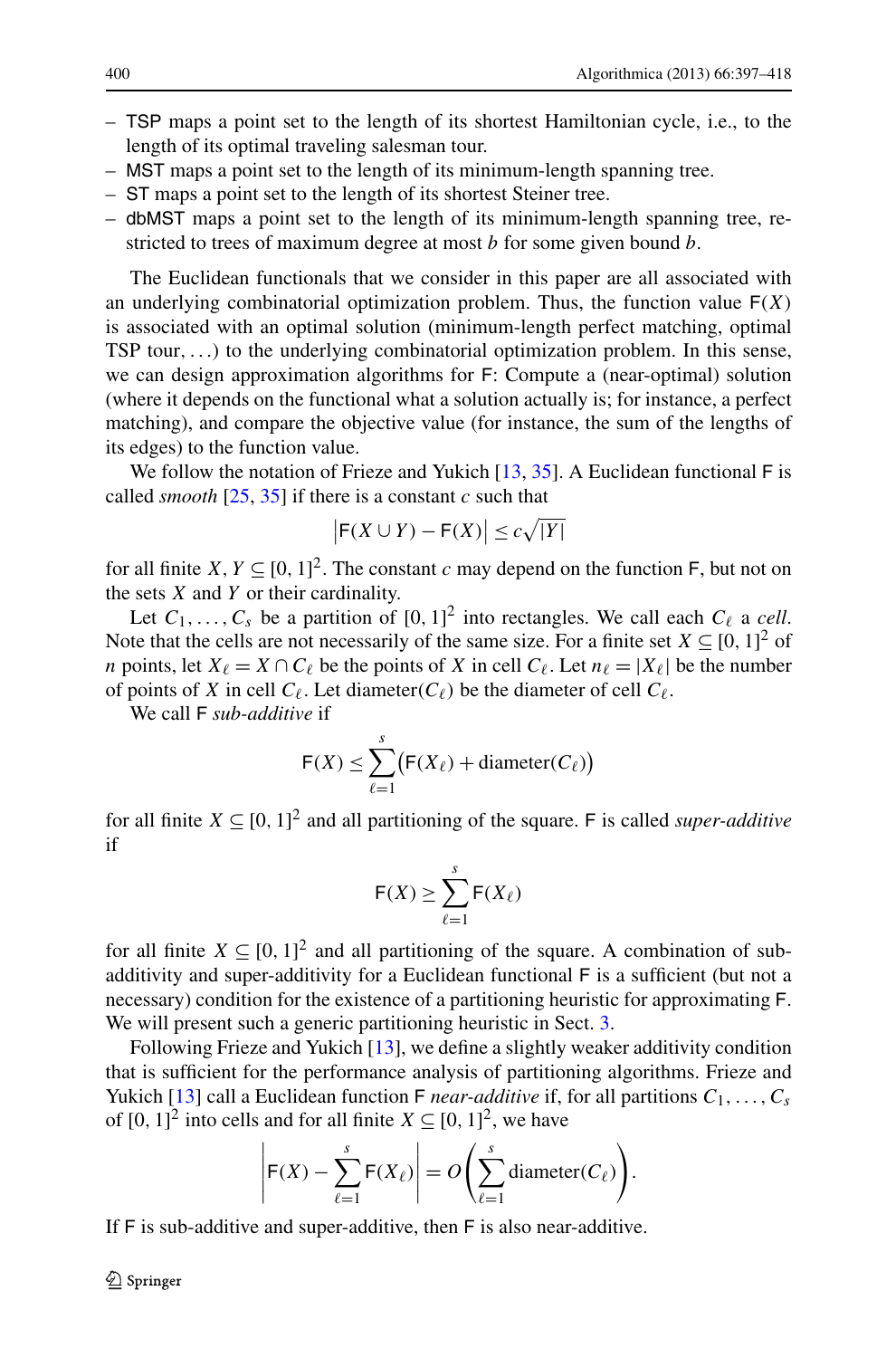- TSP maps a point set to the length of its shortest Hamiltonian cycle, i.e., to the length of its optimal traveling salesman tour.
- MST maps a point set to the length of its minimum-length spanning tree.
- ST maps a point set to the length of its shortest Steiner tree.
- dbMST maps a point set to the length of its minimum-length spanning tree, restricted to trees of maximum degree at most $b$ for some given bound $b$.

The Euclidean functionals that we consider in this paper are all associated with an underlying combinatorial optimization problem. Thus, the function value $\mathsf{F}(X)$ is associated with an optimal solution (minimum-length perfect matching, optimal TSP tour, ...) to the underlying combinatorial optimization problem. In this sense, we can design approximation algorithms for $\mathsf{F}$: Compute a (near-optimal) solution (where it depends on the functional what a solution actually is; for instance, a perfect matching), and compare the objective value (for instance, the sum of the lengths of its edges) to the function value.

We follow the notation of Frieze and Yukich [13, 35]. A Euclidean functional $\mathsf{F}$ is called *smooth* [25, 35] if there is a constant $c$ such that

$$\left|\mathsf{F}(X \cup Y) - \mathsf{F}(X)\right| \leq c\sqrt{|Y|}$$

for all finite $X, Y \subseteq [0,1]^2$. The constant $c$ may depend on the function $\mathsf{F}$, but not on the sets $X$ and $Y$ or their cardinality.

Let $C_1, \ldots, C_s$ be a partition of $[0,1]^2$ into rectangles. We call each $C_\ell$ a *cell*. Note that the cells are not necessarily of the same size. For a finite set $X \subseteq [0,1]^2$ of $n$ points, let $X_\ell = X \cap C_\ell$ be the points of $X$ in cell $C_\ell$. Let $n_\ell = |X_\ell|$ be the number of points of $X$ in cell $C_\ell$. Let $\text{diameter}(C_\ell)$ be the diameter of cell $C_\ell$.

We call $\mathsf{F}$ *sub-additive* if

$$\mathsf{F}(X) \leq \sum_{\ell=1}^{s} \bigl(\mathsf{F}(X_\ell) + \text{diameter}(C_\ell)\bigr)$$

for all finite $X \subseteq [0,1]^2$ and all partitioning of the square. $\mathsf{F}$ is called *super-additive* if

$$\mathsf{F}(X) \geq \sum_{\ell=1}^{s} \mathsf{F}(X_\ell)$$

for all finite $X \subseteq [0,1]^2$ and all partitioning of the square. A combination of sub-additivity and super-additivity for a Euclidean functional $\mathsf{F}$ is a sufficient (but not a necessary) condition for the existence of a partitioning heuristic for approximating $\mathsf{F}$. We will present such a generic partitioning heuristic in Sect. 3.

Following Frieze and Yukich [13], we define a slightly weaker additivity condition that is sufficient for the performance analysis of partitioning algorithms. Frieze and Yukich [13] call a Euclidean function $\mathsf{F}$ *near-additive* if, for all partitions $C_1, \ldots, C_s$ of $[0,1]^2$ into cells and for all finite $X \subseteq [0,1]^2$, we have

$$\left|\mathsf{F}(X) - \sum_{\ell=1}^{s} \mathsf{F}(X_\ell)\right| = O\left(\sum_{\ell=1}^{s} \text{diameter}(C_\ell)\right).$$

If $\mathsf{F}$ is sub-additive and super-additive, then $\mathsf{F}$ is also near-additive.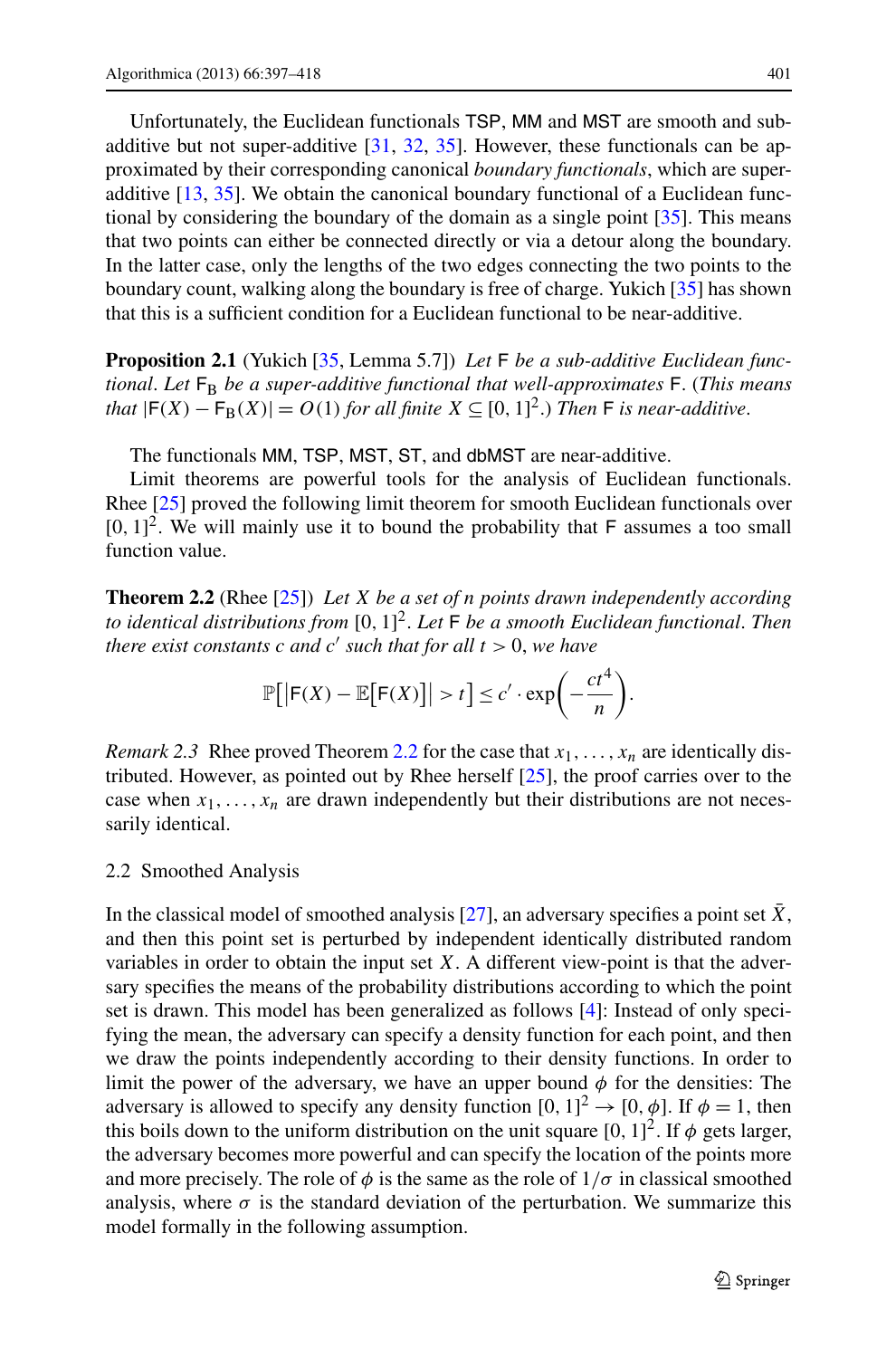Unfortunately, the Euclidean functionals TSP, MM and MST are smooth and sub-additive but not super-additive [31, 32, 35]. However, these functionals can be approximated by their corresponding canonical *boundary functionals*, which are super-additive [13, 35]. We obtain the canonical boundary functional of a Euclidean functional by considering the boundary of the domain as a single point [35]. This means that two points can either be connected directly or via a detour along the boundary. In the latter case, only the lengths of the two edges connecting the two points to the boundary count, walking along the boundary is free of charge. Yukich [35] has shown that this is a sufficient condition for a Euclidean functional to be near-additive.

**Proposition 2.1** (Yukich [35, Lemma 5.7]) *Let* $\mathsf{F}$ *be a sub-additive Euclidean functional. Let* $\mathsf{F}_\mathsf{B}$ *be a super-additive functional that well-approximates* $\mathsf{F}$. (*This means that* $|\mathsf{F}(X) - \mathsf{F}_\mathsf{B}(X)| = O(1)$ *for all finite* $X \subseteq [0,1]^2$.) *Then* $\mathsf{F}$ *is near-additive.*

The functionals MM, TSP, MST, ST, and dbMST are near-additive.

Limit theorems are powerful tools for the analysis of Euclidean functionals. Rhee [25] proved the following limit theorem for smooth Euclidean functionals over $[0,1]^2$. We will mainly use it to bound the probability that $\mathsf{F}$ assumes a too small function value.

**Theorem 2.2** (Rhee [25]) *Let* $X$ *be a set of* $n$ *points drawn independently according to identical distributions from* $[0,1]^2$. *Let* $\mathsf{F}$ *be a smooth Euclidean functional. Then there exist constants* $c$ *and* $c'$ *such that for all* $t > 0$, *we have*

$$\mathbb{P}\big[\big|\mathsf{F}(X) - \mathbb{E}\big[\mathsf{F}(X)\big]\big| > t\big] \le c' \cdot \exp\left(-\frac{ct^4}{n}\right).$$

*Remark 2.3* Rhee proved Theorem 2.2 for the case that $x_1, \ldots, x_n$ are identically distributed. However, as pointed out by Rhee herself [25], the proof carries over to the case when $x_1, \ldots, x_n$ are drawn independently but their distributions are not necessarily identical.

### 2.2 Smoothed Analysis

In the classical model of smoothed analysis [27], an adversary specifies a point set $\bar{X}$, and then this point set is perturbed by independent identically distributed random variables in order to obtain the input set $X$. A different view-point is that the adversary specifies the means of the probability distributions according to which the point set is drawn. This model has been generalized as follows [4]: Instead of only specifying the mean, the adversary can specify a density function for each point, and then we draw the points independently according to their density functions. In order to limit the power of the adversary, we have an upper bound $\phi$ for the densities: The adversary is allowed to specify any density function $[0,1]^2 \to [0,\phi]$. If $\phi = 1$, then this boils down to the uniform distribution on the unit square $[0,1]^2$. If $\phi$ gets larger, the adversary becomes more powerful and can specify the location of the points more and more precisely. The role of $\phi$ is the same as the role of $1/\sigma$ in classical smoothed analysis, where $\sigma$ is the standard deviation of the perturbation. We summarize this model formally in the following assumption.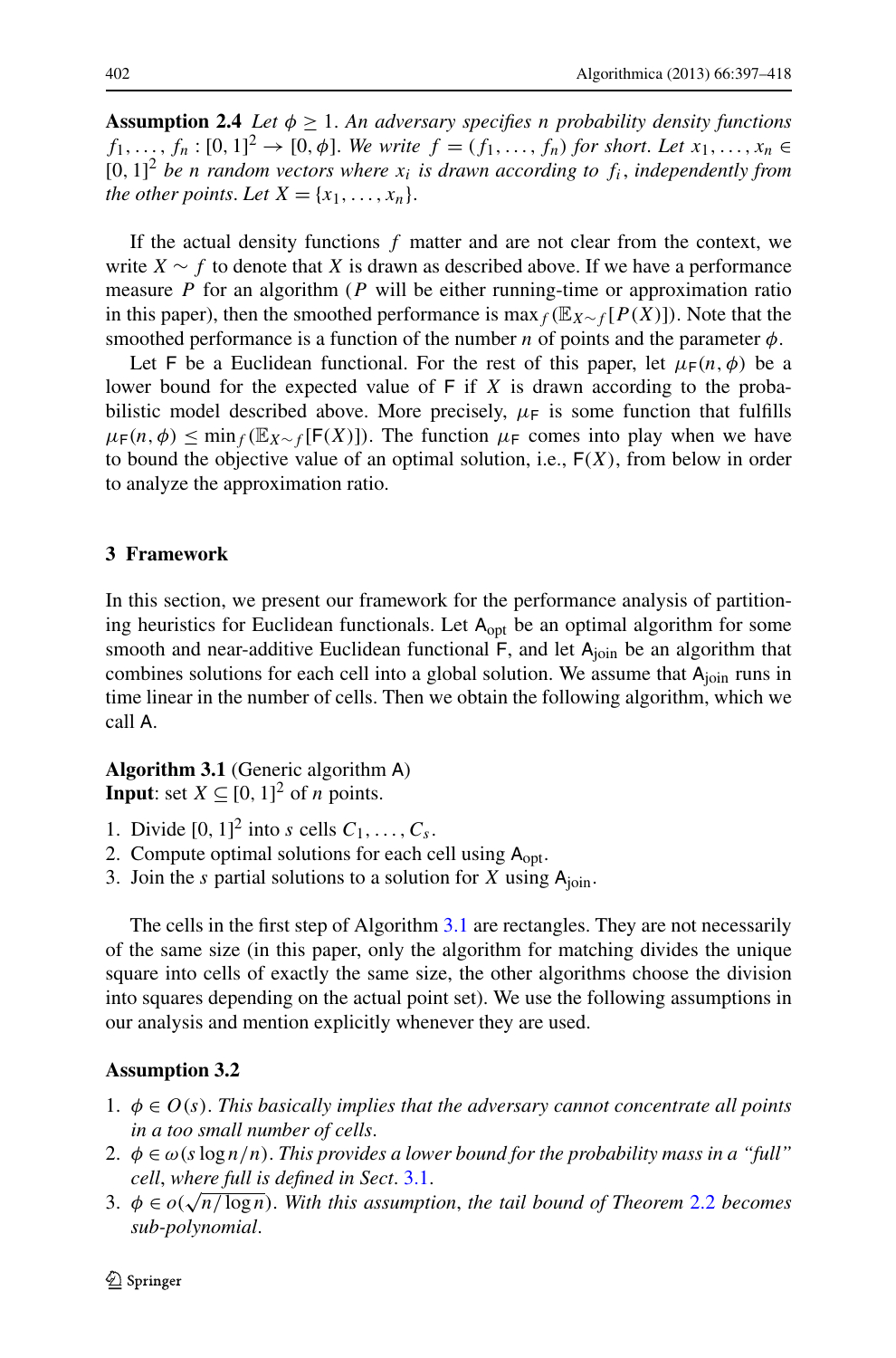**Assumption 2.4** *Let $\phi \geq 1$. An adversary specifies $n$ probability density functions $f_1, \ldots, f_n : [0,1]^2 \to [0, \phi]$. We write $f = (f_1, \ldots, f_n)$ for short. Let $x_1, \ldots, x_n \in [0,1]^2$ be $n$ random vectors where $x_i$ is drawn according to $f_i$, independently from the other points. Let $X = \{x_1, \ldots, x_n\}$.*

If the actual density functions $f$ matter and are not clear from the context, we write $X \sim f$ to denote that $X$ is drawn as described above. If we have a performance measure $P$ for an algorithm ($P$ will be either running-time or approximation ratio in this paper), then the smoothed performance is $\max_f(\mathbb{E}_{X \sim f}[P(X)])$. Note that the smoothed performance is a function of the number $n$ of points and the parameter $\phi$.

Let $\mathsf{F}$ be a Euclidean functional. For the rest of this paper, let $\mu_{\mathsf{F}}(n, \phi)$ be a lower bound for the expected value of $\mathsf{F}$ if $X$ is drawn according to the probabilistic model described above. More precisely, $\mu_{\mathsf{F}}$ is some function that fulfills $\mu_{\mathsf{F}}(n, \phi) \leq \min_f(\mathbb{E}_{X \sim f}[\mathsf{F}(X)])$. The function $\mu_{\mathsf{F}}$ comes into play when we have to bound the objective value of an optimal solution, i.e., $\mathsf{F}(X)$, from below in order to analyze the approximation ratio.

## 3 Framework

In this section, we present our framework for the performance analysis of partitioning heuristics for Euclidean functionals. Let $\mathsf{A}_{\text{opt}}$ be an optimal algorithm for some smooth and near-additive Euclidean functional $\mathsf{F}$, and let $\mathsf{A}_{\text{join}}$ be an algorithm that combines solutions for each cell into a global solution. We assume that $\mathsf{A}_{\text{join}}$ runs in time linear in the number of cells. Then we obtain the following algorithm, which we call $\mathsf{A}$.

**Algorithm 3.1** (Generic algorithm $\mathsf{A}$)
**Input**: set $X \subseteq [0,1]^2$ of $n$ points.

1. Divide $[0,1]^2$ into $s$ cells $C_1, \ldots, C_s$.
2. Compute optimal solutions for each cell using $\mathsf{A}_{\text{opt}}$.
3. Join the $s$ partial solutions to a solution for $X$ using $\mathsf{A}_{\text{join}}$.

The cells in the first step of Algorithm 3.1 are rectangles. They are not necessarily of the same size (in this paper, only the algorithm for matching divides the unique square into cells of exactly the same size, the other algorithms choose the division into squares depending on the actual point set). We use the following assumptions in our analysis and mention explicitly whenever they are used.

**Assumption 3.2**

1. $\phi \in O(s)$. *This basically implies that the adversary cannot concentrate all points in a too small number of cells.*
2. $\phi \in \omega(s \log n / n)$. *This provides a lower bound for the probability mass in a "full" cell, where full is defined in Sect. 3.1.*
3. $\phi \in o(\sqrt{n / \log n})$. *With this assumption, the tail bound of Theorem 2.2 becomes sub-polynomial.*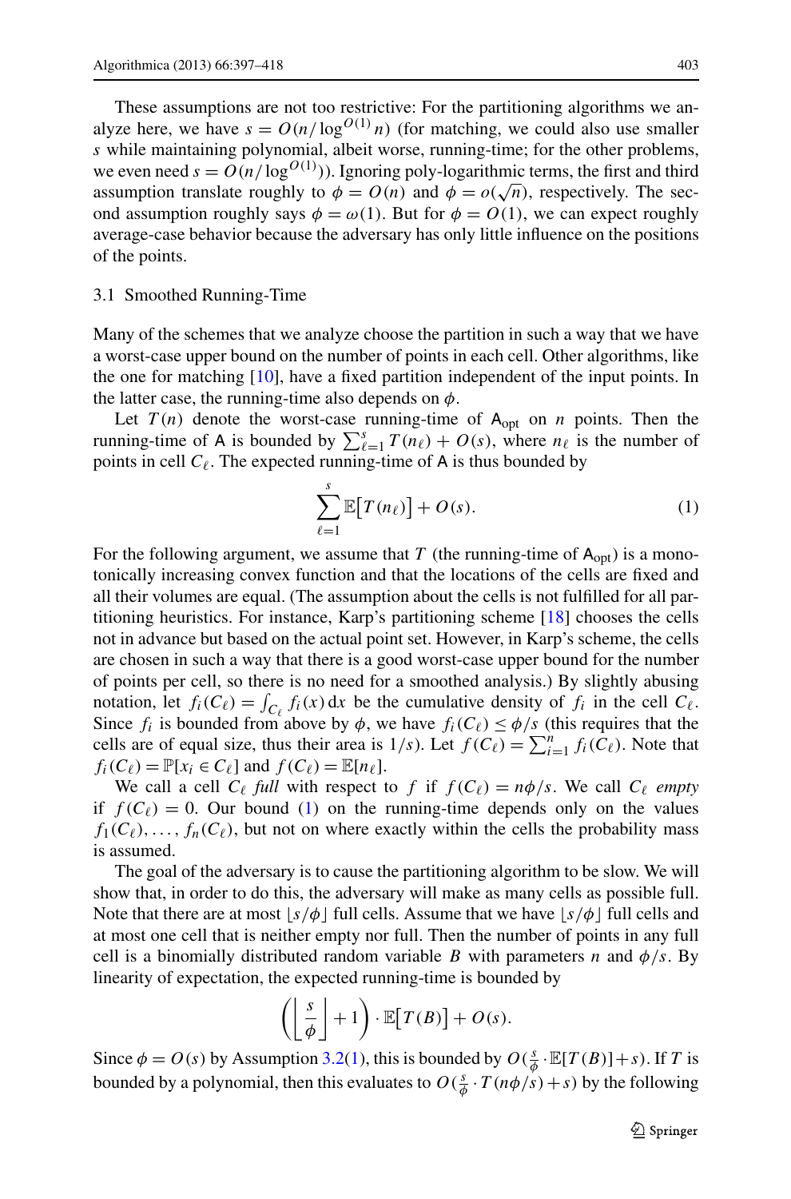These assumptions are not too restrictive: For the partitioning algorithms we analyze here, we have $s = O(n/\log^{O(1)} n)$ (for matching, we could also use smaller $s$ while maintaining polynomial, albeit worse, running-time; for the other problems, we even need $s = O(n/\log^{O(1)}))$. Ignoring poly-logarithmic terms, the first and third assumption translate roughly to $\phi = O(n)$ and $\phi = o(\sqrt{n})$, respectively. The second assumption roughly says $\phi = \omega(1)$. But for $\phi = O(1)$, we can expect roughly average-case behavior because the adversary has only little influence on the positions of the points.

### 3.1 Smoothed Running-Time

Many of the schemes that we analyze choose the partition in such a way that we have a worst-case upper bound on the number of points in each cell. Other algorithms, like the one for matching [10], have a fixed partition independent of the input points. In the latter case, the running-time also depends on $\phi$.

Let $T(n)$ denote the worst-case running-time of $\mathsf{A}_{\text{opt}}$ on $n$ points. Then the running-time of $\mathsf{A}$ is bounded by $\sum_{\ell=1}^{s} T(n_\ell) + O(s)$, where $n_\ell$ is the number of points in cell $C_\ell$. The expected running-time of $\mathsf{A}$ is thus bounded by

$$\sum_{\ell=1}^{s} \mathbb{E}\big[T(n_\ell)\big] + O(s). \tag{1}$$

For the following argument, we assume that $T$ (the running-time of $\mathsf{A}_{\text{opt}}$) is a monotonically increasing convex function and that the locations of the cells are fixed and all their volumes are equal. (The assumption about the cells is not fulfilled for all partitioning heuristics. For instance, Karp's partitioning scheme [18] chooses the cells not in advance but based on the actual point set. However, in Karp's scheme, the cells are chosen in such a way that there is a good worst-case upper bound for the number of points per cell, so there is no need for a smoothed analysis.) By slightly abusing notation, let $f_i(C_\ell) = \int_{C_\ell} f_i(x)\,\mathrm{d}x$ be the cumulative density of $f_i$ in the cell $C_\ell$. Since $f_i$ is bounded from above by $\phi$, we have $f_i(C_\ell) \le \phi/s$ (this requires that the cells are of equal size, thus their area is $1/s$). Let $f(C_\ell) = \sum_{i=1}^{n} f_i(C_\ell)$. Note that $f_i(C_\ell) = \mathbb{P}[x_i \in C_\ell]$ and $f(C_\ell) = \mathbb{E}[n_\ell]$.

We call a cell $C_\ell$ *full* with respect to $f$ if $f(C_\ell) = n\phi/s$. We call $C_\ell$ *empty* if $f(C_\ell) = 0$. Our bound (1) on the running-time depends only on the values $f_1(C_\ell), \ldots, f_n(C_\ell)$, but not on where exactly within the cells the probability mass is assumed.

The goal of the adversary is to cause the partitioning algorithm to be slow. We will show that, in order to do this, the adversary will make as many cells as possible full. Note that there are at most $\lfloor s/\phi \rfloor$ full cells. Assume that we have $\lfloor s/\phi \rfloor$ full cells and at most one cell that is neither empty nor full. Then the number of points in any full cell is a binomially distributed random variable $B$ with parameters $n$ and $\phi/s$. By linearity of expectation, the expected running-time is bounded by

$$\left(\left\lfloor \frac{s}{\phi} \right\rfloor + 1\right) \cdot \mathbb{E}\big[T(B)\big] + O(s).$$

Since $\phi = O(s)$ by Assumption 3.2(1), this is bounded by $O(\frac{s}{\phi} \cdot \mathbb{E}[T(B)] + s)$. If $T$ is bounded by a polynomial, then this evaluates to $O(\frac{s}{\phi} \cdot T(n\phi/s) + s)$ by the following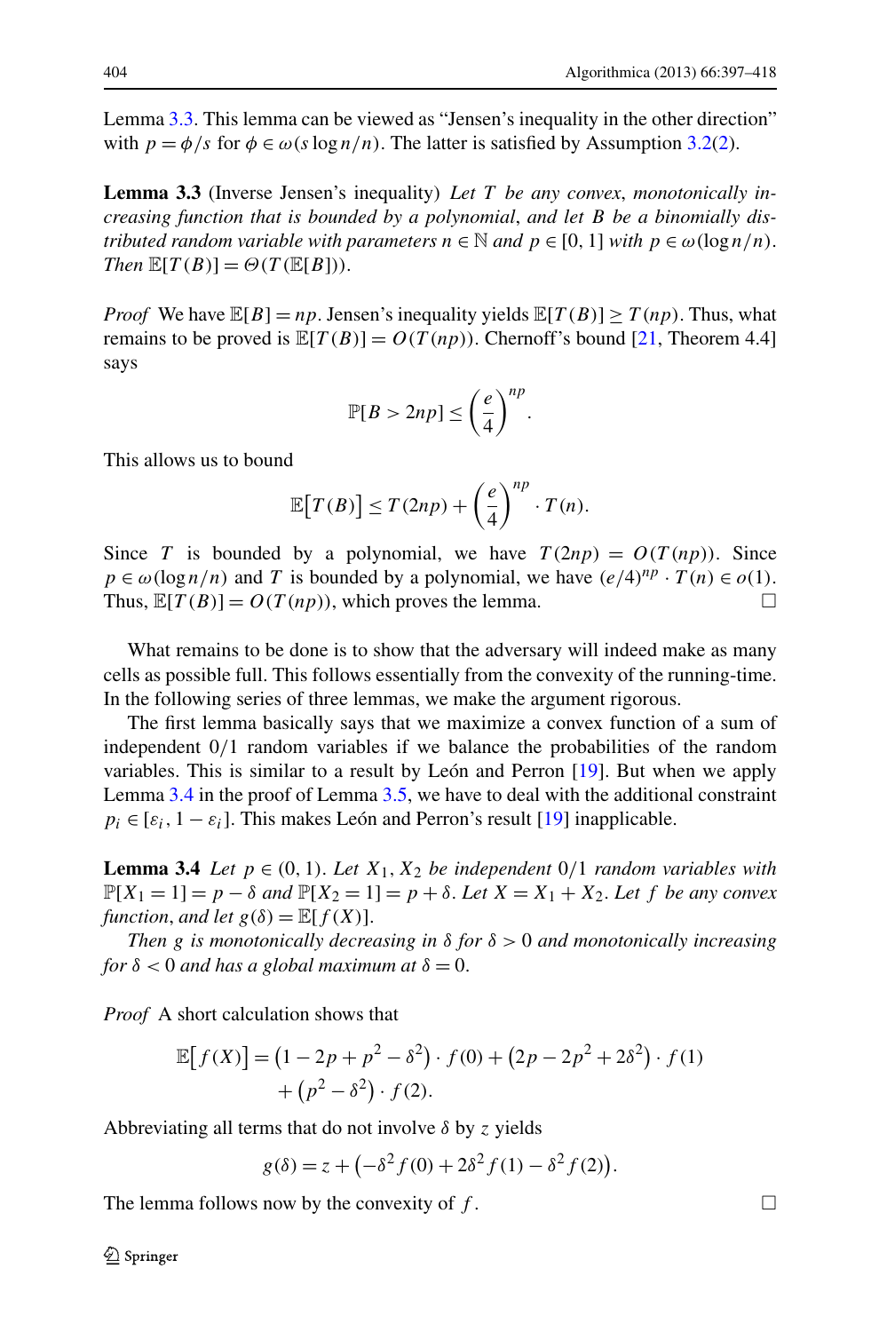Lemma 3.3. This lemma can be viewed as "Jensen's inequality in the other direction" with $p = \phi/s$ for $\phi \in \omega(s \log n/n)$. The latter is satisfied by Assumption 3.2(2).

**Lemma 3.3** (Inverse Jensen's inequality) *Let $T$ be any convex, monotonically increasing function that is bounded by a polynomial, and let $B$ be a binomially distributed random variable with parameters $n \in \mathbb{N}$ and $p \in [0, 1]$ with $p \in \omega(\log n/n)$. Then $\mathbb{E}[T(B)] = \Theta(T(\mathbb{E}[B]))$.*

*Proof* We have $\mathbb{E}[B] = np$. Jensen's inequality yields $\mathbb{E}[T(B)] \geq T(np)$. Thus, what remains to be proved is $\mathbb{E}[T(B)] = O(T(np))$. Chernoff's bound [21, Theorem 4.4] says

$$\mathbb{P}[B > 2np] \leq \left(\frac{e}{4}\right)^{np}.$$

This allows us to bound

$$\mathbb{E}\big[T(B)\big] \leq T(2np) + \left(\frac{e}{4}\right)^{np} \cdot T(n).$$

Since $T$ is bounded by a polynomial, we have $T(2np) = O(T(np))$. Since $p \in \omega(\log n/n)$ and $T$ is bounded by a polynomial, we have $(e/4)^{np} \cdot T(n) \in o(1)$. Thus, $\mathbb{E}[T(B)] = O(T(np))$, which proves the lemma. □

What remains to be done is to show that the adversary will indeed make as many cells as possible full. This follows essentially from the convexity of the running-time. In the following series of three lemmas, we make the argument rigorous.

The first lemma basically says that we maximize a convex function of a sum of independent 0/1 random variables if we balance the probabilities of the random variables. This is similar to a result by León and Perron [19]. But when we apply Lemma 3.4 in the proof of Lemma 3.5, we have to deal with the additional constraint $p_i \in [\varepsilon_i, 1 - \varepsilon_i]$. This makes León and Perron's result [19] inapplicable.

**Lemma 3.4** *Let $p \in (0, 1)$. Let $X_1, X_2$ be independent 0/1 random variables with $\mathbb{P}[X_1 = 1] = p - \delta$ and $\mathbb{P}[X_2 = 1] = p + \delta$. Let $X = X_1 + X_2$. Let $f$ be any convex function, and let $g(\delta) = \mathbb{E}[f(X)]$.*

*Then $g$ is monotonically decreasing in $\delta$ for $\delta > 0$ and monotonically increasing for $\delta < 0$ and has a global maximum at $\delta = 0$.*

*Proof* A short calculation shows that

$$\mathbb{E}\big[f(X)\big] = \big(1 - 2p + p^2 - \delta^2\big) \cdot f(0) + \big(2p - 2p^2 + 2\delta^2\big) \cdot f(1) + \big(p^2 - \delta^2\big) \cdot f(2).$$

Abbreviating all terms that do not involve $\delta$ by $z$ yields

$$g(\delta) = z + \big(-\delta^2 f(0) + 2\delta^2 f(1) - \delta^2 f(2)\big).$$

The lemma follows now by the convexity of $f$. □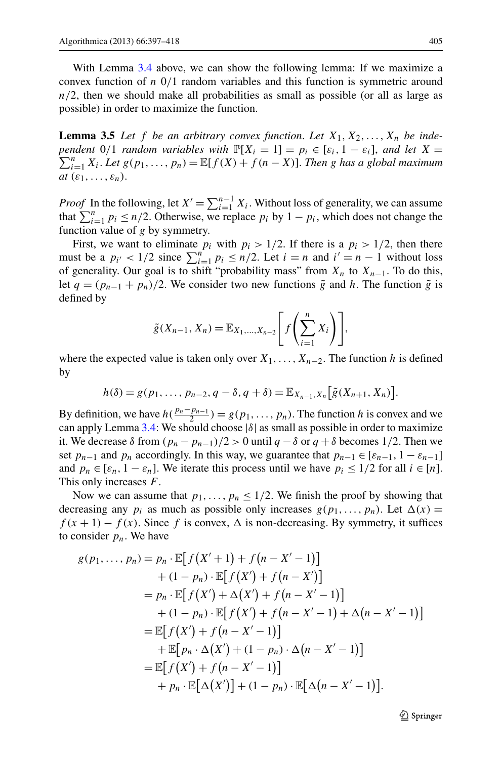With Lemma 3.4 above, we can show the following lemma: If we maximize a convex function of $n$ 0/1 random variables and this function is symmetric around $n/2$, then we should make all probabilities as small as possible (or all as large as possible) in order to maximize the function.

**Lemma 3.5** *Let $f$ be an arbitrary convex function. Let $X_1, X_2, \ldots, X_n$ be independent 0/1 random variables with $\mathbb{P}[X_i = 1] = p_i \in [\varepsilon_i, 1 - \varepsilon_i]$, and let $X = \sum_{i=1}^{n} X_i$. Let $g(p_1, \ldots, p_n) = \mathbb{E}[f(X) + f(n - X)]$. Then $g$ has a global maximum at $(\varepsilon_1, \ldots, \varepsilon_n)$.*

*Proof* In the following, let $X' = \sum_{i=1}^{n-1} X_i$. Without loss of generality, we can assume that $\sum_{i=1}^{n} p_i \leq n/2$. Otherwise, we replace $p_i$ by $1 - p_i$, which does not change the function value of $g$ by symmetry.

First, we want to eliminate $p_i$ with $p_i > 1/2$. If there is a $p_i > 1/2$, then there must be a $p_{i'} < 1/2$ since $\sum_{i=1}^{n} p_i \leq n/2$. Let $i = n$ and $i' = n - 1$ without loss of generality. Our goal is to shift "probability mass" from $X_n$ to $X_{n-1}$. To do this, let $q = (p_{n-1} + p_n)/2$. We consider two new functions $\tilde{g}$ and $h$. The function $\tilde{g}$ is defined by

$$\tilde{g}(X_{n-1}, X_n) = \mathbb{E}_{X_1,\ldots,X_{n-2}}\left[f\left(\sum_{i=1}^{n} X_i\right)\right],$$

where the expected value is taken only over $X_1, \ldots, X_{n-2}$. The function $h$ is defined by

$$h(\delta) = g(p_1, \ldots, p_{n-2}, q - \delta, q + \delta) = \mathbb{E}_{X_{n-1}, X_n}\left[\tilde{g}(X_{n+1}, X_n)\right].$$

By definition, we have $h(\frac{p_n - p_{n-1}}{2}) = g(p_1, \ldots, p_n)$. The function $h$ is convex and we can apply Lemma 3.4: We should choose $|\delta|$ as small as possible in order to maximize it. We decrease $\delta$ from $(p_n - p_{n-1})/2 > 0$ until $q - \delta$ or $q + \delta$ becomes $1/2$. Then we set $p_{n-1}$ and $p_n$ accordingly. In this way, we guarantee that $p_{n-1} \in [\varepsilon_{n-1}, 1 - \varepsilon_{n-1}]$ and $p_n \in [\varepsilon_n, 1 - \varepsilon_n]$. We iterate this process until we have $p_i \leq 1/2$ for all $i \in [n]$. This only increases $F$.

Now we can assume that $p_1, \ldots, p_n \leq 1/2$. We finish the proof by showing that decreasing any $p_i$ as much as possible only increases $g(p_1, \ldots, p_n)$. Let $\Delta(x) = f(x + 1) - f(x)$. Since $f$ is convex, $\Delta$ is non-decreasing. By symmetry, it suffices to consider $p_n$. We have

$$\begin{aligned}
g(p_1, \ldots, p_n) &= p_n \cdot \mathbb{E}\big[f\big(X' + 1\big) + f\big(n - X' - 1\big)\big] \\
&\quad + (1 - p_n) \cdot \mathbb{E}\big[f\big(X'\big) + f\big(n - X'\big)\big] \\
&= p_n \cdot \mathbb{E}\big[f\big(X'\big) + \Delta\big(X'\big) + f\big(n - X' - 1\big)\big] \\
&\quad + (1 - p_n) \cdot \mathbb{E}\big[f\big(X'\big) + f\big(n - X' - 1\big) + \Delta\big(n - X' - 1\big)\big] \\
&= \mathbb{E}\big[f\big(X'\big) + f\big(n - X' - 1\big)\big] \\
&\quad + \mathbb{E}\big[p_n \cdot \Delta\big(X'\big) + (1 - p_n) \cdot \Delta\big(n - X' - 1\big)\big] \\
&= \mathbb{E}\big[f\big(X'\big) + f\big(n - X' - 1\big)\big] \\
&\quad + p_n \cdot \mathbb{E}\big[\Delta\big(X'\big)\big] + (1 - p_n) \cdot \mathbb{E}\big[\Delta\big(n - X' - 1\big)\big].
\end{aligned}$$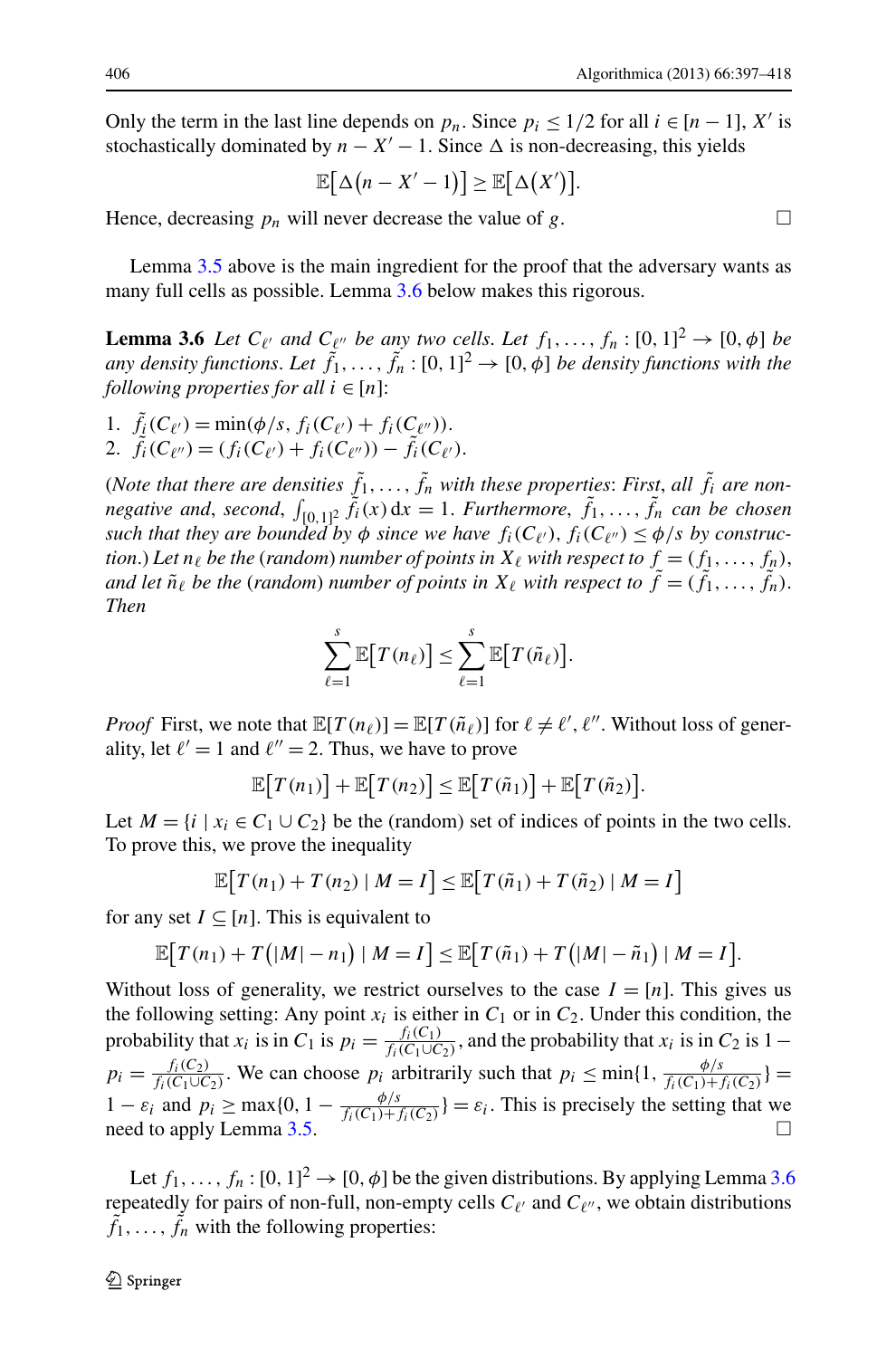Only the term in the last line depends on $p_n$. Since $p_i \leq 1/2$ for all $i \in [n-1]$, $X'$ is stochastically dominated by $n - X' - 1$. Since $\Delta$ is non-decreasing, this yields

$$\mathbb{E}\big[\Delta\big(n - X' - 1\big)\big] \geq \mathbb{E}\big[\Delta\big(X'\big)\big].$$

Hence, decreasing $p_n$ will never decrease the value of $g$. □

Lemma 3.5 above is the main ingredient for the proof that the adversary wants as many full cells as possible. Lemma 3.6 below makes this rigorous.

**Lemma 3.6** *Let $C_{\ell'}$ and $C_{\ell''}$ be any two cells. Let $f_1, \ldots, f_n : [0,1]^2 \to [0, \phi]$ be any density functions. Let $\tilde{f}_1, \ldots, \tilde{f}_n : [0,1]^2 \to [0, \phi]$ be density functions with the following properties for all $i \in [n]$:*

1. $\tilde{f}_i(C_{\ell'}) = \min(\phi/s, f_i(C_{\ell'}) + f_i(C_{\ell''}))$.
2. $\tilde{f}_i(C_{\ell''}) = (f_i(C_{\ell'}) + f_i(C_{\ell''})) - \tilde{f}_i(C_{\ell'})$.

*(Note that there are densities $\tilde{f}_1, \ldots, \tilde{f}_n$ with these properties: First, all $\tilde{f}_i$ are non-negative and, second, $\int_{[0,1]^2} \tilde{f}_i(x)\,\mathrm{d}x = 1$. Furthermore, $\tilde{f}_1, \ldots, \tilde{f}_n$ can be chosen such that they are bounded by $\phi$ since we have $f_i(C_{\ell'}), f_i(C_{\ell''}) \leq \phi/s$ by construction.) Let $n_\ell$ be the (random) number of points in $X_\ell$ with respect to $f = (f_1, \ldots, f_n)$, and let $\tilde{n}_\ell$ be the (random) number of points in $X_\ell$ with respect to $\tilde{f} = (\tilde{f}_1, \ldots, \tilde{f}_n)$. Then*

$$\sum_{\ell=1}^{s} \mathbb{E}\big[T(n_\ell)\big] \leq \sum_{\ell=1}^{s} \mathbb{E}\big[T(\tilde{n}_\ell)\big].$$

*Proof* First, we note that $\mathbb{E}[T(n_\ell)] = \mathbb{E}[T(\tilde{n}_\ell)]$ for $\ell \neq \ell', \ell''$. Without loss of generality, let $\ell' = 1$ and $\ell'' = 2$. Thus, we have to prove

$$\mathbb{E}\big[T(n_1)\big] + \mathbb{E}\big[T(n_2)\big] \leq \mathbb{E}\big[T(\tilde{n}_1)\big] + \mathbb{E}\big[T(\tilde{n}_2)\big].$$

Let $M = \{i \mid x_i \in C_1 \cup C_2\}$ be the (random) set of indices of points in the two cells. To prove this, we prove the inequality

$$\mathbb{E}\big[T(n_1) + T(n_2) \mid M = I\big] \leq \mathbb{E}\big[T(\tilde{n}_1) + T(\tilde{n}_2) \mid M = I\big]$$

for any set $I \subseteq [n]$. This is equivalent to

$$\mathbb{E}\big[T(n_1) + T\big(|M| - n_1\big) \mid M = I\big] \leq \mathbb{E}\big[T(\tilde{n}_1) + T\big(|M| - \tilde{n}_1\big) \mid M = I\big].$$

Without loss of generality, we restrict ourselves to the case $I = [n]$. This gives us the following setting: Any point $x_i$ is either in $C_1$ or in $C_2$. Under this condition, the probability that $x_i$ is in $C_1$ is $p_i = \frac{f_i(C_1)}{f_i(C_1 \cup C_2)}$, and the probability that $x_i$ is in $C_2$ is $1 - p_i = \frac{f_i(C_2)}{f_i(C_1 \cup C_2)}$. We can choose $p_i$ arbitrarily such that $p_i \leq \min\{1, \frac{\phi/s}{f_i(C_1) + f_i(C_2)}\} = 1 - \varepsilon_i$ and $p_i \geq \max\{0, 1 - \frac{\phi/s}{f_i(C_1) + f_i(C_2)}\} = \varepsilon_i$. This is precisely the setting that we need to apply Lemma 3.5. □

Let $f_1, \ldots, f_n : [0,1]^2 \to [0, \phi]$ be the given distributions. By applying Lemma 3.6 repeatedly for pairs of non-full, non-empty cells $C_{\ell'}$ and $C_{\ell''}$, we obtain distributions $\tilde{f}_1, \ldots, \tilde{f}_n$ with the following properties: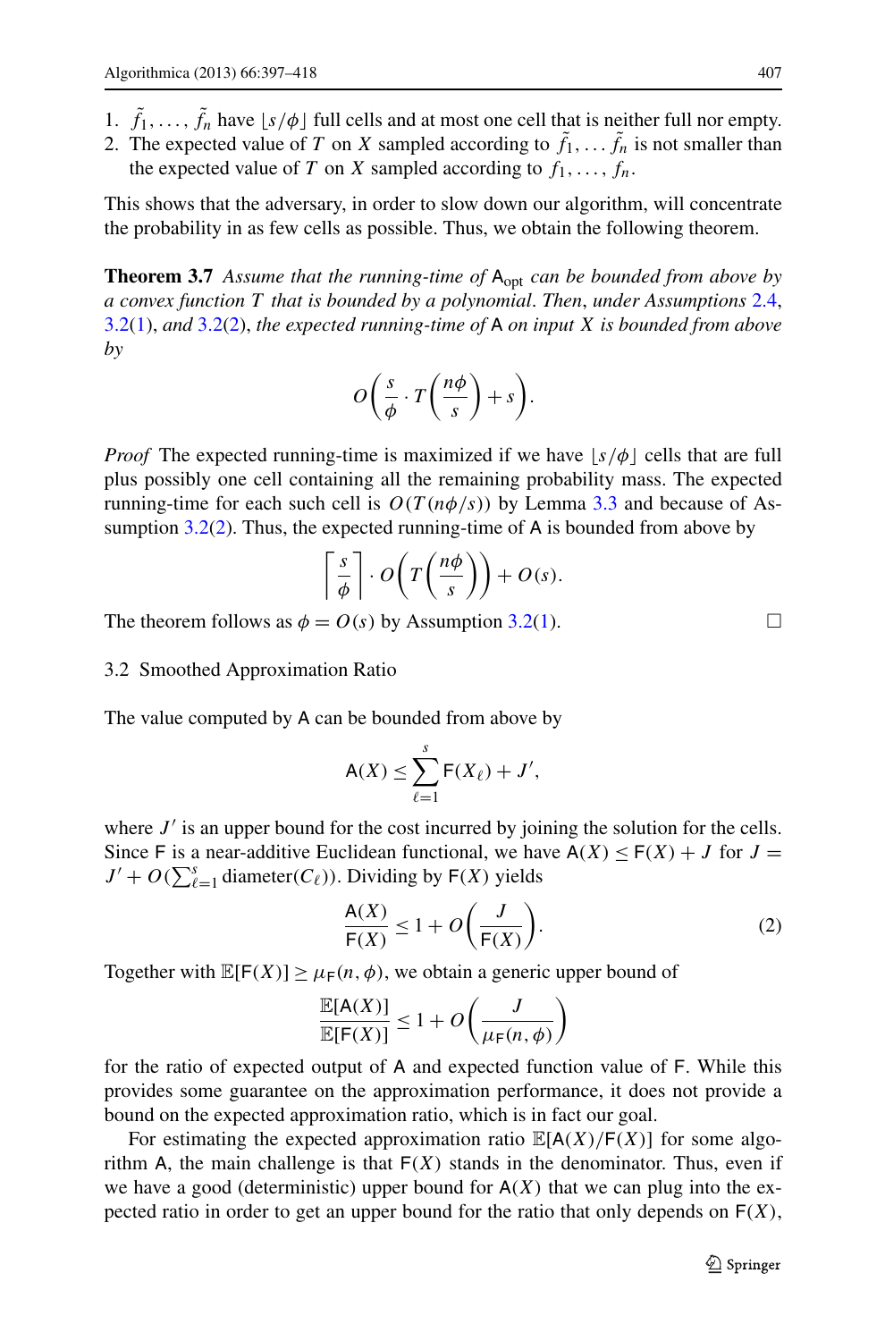1. $\tilde{f}_1, \ldots, \tilde{f}_n$ have $\lfloor s/\phi \rfloor$ full cells and at most one cell that is neither full nor empty.
2. The expected value of $T$ on $X$ sampled according to $\tilde{f}_1, \ldots \tilde{f}_n$ is not smaller than the expected value of $T$ on $X$ sampled according to $f_1, \ldots, f_n$.

This shows that the adversary, in order to slow down our algorithm, will concentrate the probability in as few cells as possible. Thus, we obtain the following theorem.

**Theorem 3.7** *Assume that the running-time of* $\mathsf{A}_{\text{opt}}$ *can be bounded from above by a convex function* $T$ *that is bounded by a polynomial. Then, under Assumptions 2.4, 3.2(1), and 3.2(2), the expected running-time of* $\mathsf{A}$ *on input* $X$ *is bounded from above by*

$$O\left(\frac{s}{\phi} \cdot T\left(\frac{n\phi}{s}\right) + s\right).$$

*Proof* The expected running-time is maximized if we have $\lfloor s/\phi \rfloor$ cells that are full plus possibly one cell containing all the remaining probability mass. The expected running-time for each such cell is $O(T(n\phi/s))$ by Lemma 3.3 and because of Assumption 3.2(2). Thus, the expected running-time of $\mathsf{A}$ is bounded from above by

$$\left\lceil \frac{s}{\phi} \right\rceil \cdot O\left(T\left(\frac{n\phi}{s}\right)\right) + O(s).$$

The theorem follows as $\phi = O(s)$ by Assumption 3.2(1). □

### 3.2 Smoothed Approximation Ratio

The value computed by $\mathsf{A}$ can be bounded from above by

$$\mathsf{A}(X) \leq \sum_{\ell=1}^{s} \mathsf{F}(X_\ell) + J',$$

where $J'$ is an upper bound for the cost incurred by joining the solution for the cells. Since $\mathsf{F}$ is a near-additive Euclidean functional, we have $\mathsf{A}(X) \leq \mathsf{F}(X) + J$ for $J = J' + O(\sum_{\ell=1}^{s} \text{diameter}(C_\ell))$. Dividing by $\mathsf{F}(X)$ yields

$$\frac{\mathsf{A}(X)}{\mathsf{F}(X)} \leq 1 + O\left(\frac{J}{\mathsf{F}(X)}\right). \tag{2}$$

Together with $\mathbb{E}[\mathsf{F}(X)] \geq \mu_{\mathsf{F}}(n, \phi)$, we obtain a generic upper bound of

$$\frac{\mathbb{E}[\mathsf{A}(X)]}{\mathbb{E}[\mathsf{F}(X)]} \leq 1 + O\left(\frac{J}{\mu_{\mathsf{F}}(n, \phi)}\right)$$

for the ratio of expected output of $\mathsf{A}$ and expected function value of $\mathsf{F}$. While this provides some guarantee on the approximation performance, it does not provide a bound on the expected approximation ratio, which is in fact our goal.

For estimating the expected approximation ratio $\mathbb{E}[\mathsf{A}(X)/\mathsf{F}(X)]$ for some algorithm $\mathsf{A}$, the main challenge is that $\mathsf{F}(X)$ stands in the denominator. Thus, even if we have a good (deterministic) upper bound for $\mathsf{A}(X)$ that we can plug into the expected ratio in order to get an upper bound for the ratio that only depends on $\mathsf{F}(X)$,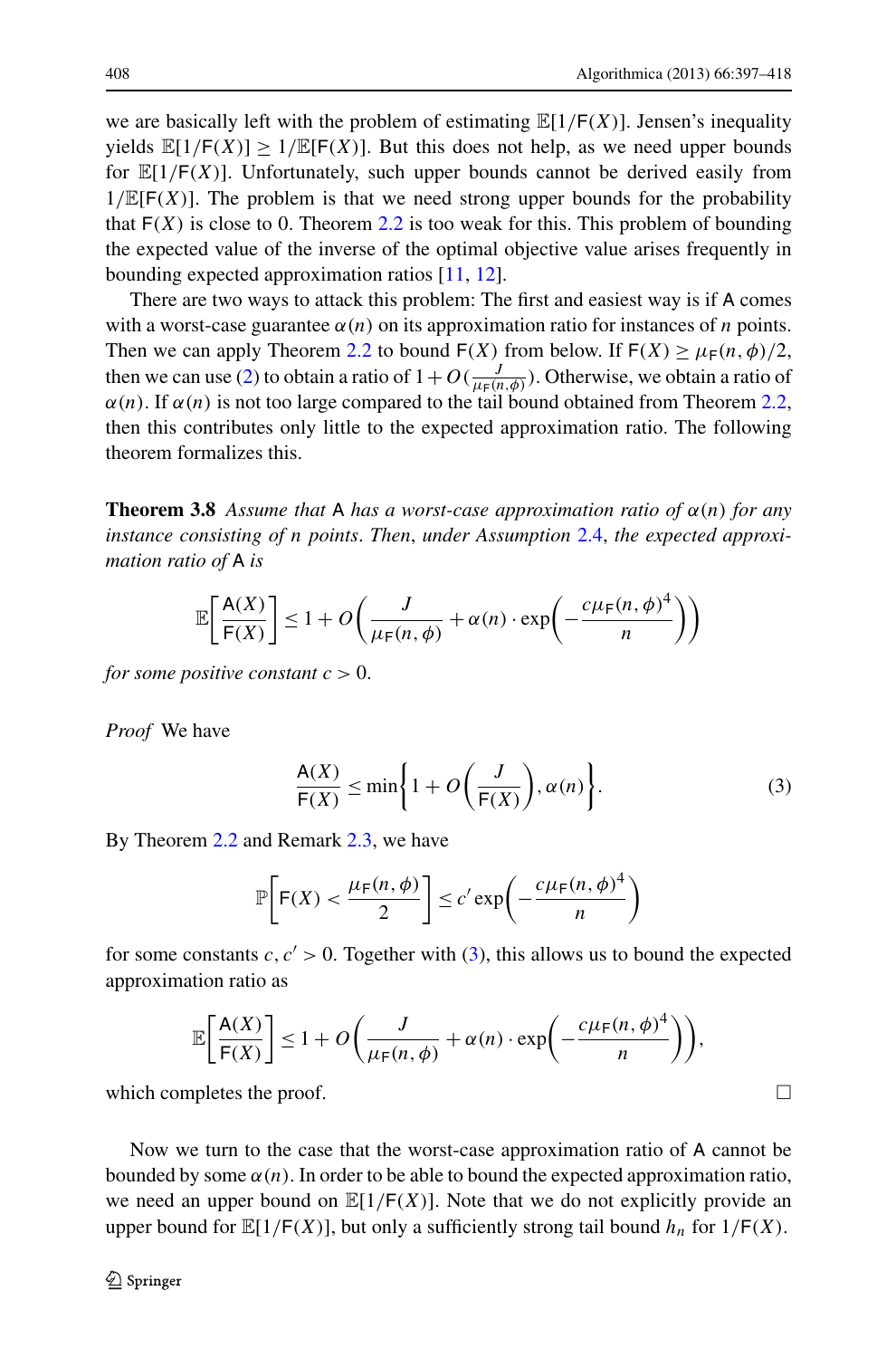we are basically left with the problem of estimating $\mathbb{E}[1/\mathsf{F}(X)]$. Jensen's inequality yields $\mathbb{E}[1/\mathsf{F}(X)] \geq 1/\mathbb{E}[\mathsf{F}(X)]$. But this does not help, as we need upper bounds for $\mathbb{E}[1/\mathsf{F}(X)]$. Unfortunately, such upper bounds cannot be derived easily from $1/\mathbb{E}[\mathsf{F}(X)]$. The problem is that we need strong upper bounds for the probability that $\mathsf{F}(X)$ is close to 0. Theorem 2.2 is too weak for this. This problem of bounding the expected value of the inverse of the optimal objective value arises frequently in bounding expected approximation ratios [11, 12].

There are two ways to attack this problem: The first and easiest way is if $\mathsf{A}$ comes with a worst-case guarantee $\alpha(n)$ on its approximation ratio for instances of $n$ points. Then we can apply Theorem 2.2 to bound $\mathsf{F}(X)$ from below. If $\mathsf{F}(X) \geq \mu_{\mathsf{F}}(n,\phi)/2$, then we can use (2) to obtain a ratio of $1 + O(\frac{J}{\mu_{\mathsf{F}}(n,\phi)})$. Otherwise, we obtain a ratio of $\alpha(n)$. If $\alpha(n)$ is not too large compared to the tail bound obtained from Theorem 2.2, then this contributes only little to the expected approximation ratio. The following theorem formalizes this.

**Theorem 3.8** *Assume that* $\mathsf{A}$ *has a worst-case approximation ratio of* $\alpha(n)$ *for any instance consisting of* $n$ *points. Then, under Assumption 2.4, the expected approximation ratio of* $\mathsf{A}$ *is*

$$\mathbb{E}\left[\frac{\mathsf{A}(X)}{\mathsf{F}(X)}\right] \leq 1 + O\left(\frac{J}{\mu_{\mathsf{F}}(n,\phi)} + \alpha(n) \cdot \exp\left(-\frac{c\mu_{\mathsf{F}}(n,\phi)^4}{n}\right)\right)$$

*for some positive constant* $c > 0$.

*Proof* We have

$$\frac{\mathsf{A}(X)}{\mathsf{F}(X)} \leq \min\left\{1 + O\left(\frac{J}{\mathsf{F}(X)}\right), \alpha(n)\right\}. \tag{3}$$

By Theorem 2.2 and Remark 2.3, we have

$$\mathbb{P}\left[\mathsf{F}(X) < \frac{\mu_{\mathsf{F}}(n,\phi)}{2}\right] \leq c' \exp\left(-\frac{c\mu_{\mathsf{F}}(n,\phi)^4}{n}\right)$$

for some constants $c, c' > 0$. Together with (3), this allows us to bound the expected approximation ratio as

$$\mathbb{E}\left[\frac{\mathsf{A}(X)}{\mathsf{F}(X)}\right] \leq 1 + O\left(\frac{J}{\mu_{\mathsf{F}}(n,\phi)} + \alpha(n) \cdot \exp\left(-\frac{c\mu_{\mathsf{F}}(n,\phi)^4}{n}\right)\right),$$

which completes the proof. □

Now we turn to the case that the worst-case approximation ratio of $\mathsf{A}$ cannot be bounded by some $\alpha(n)$. In order to be able to bound the expected approximation ratio, we need an upper bound on $\mathbb{E}[1/\mathsf{F}(X)]$. Note that we do not explicitly provide an upper bound for $\mathbb{E}[1/\mathsf{F}(X)]$, but only a sufficiently strong tail bound $h_n$ for $1/\mathsf{F}(X)$.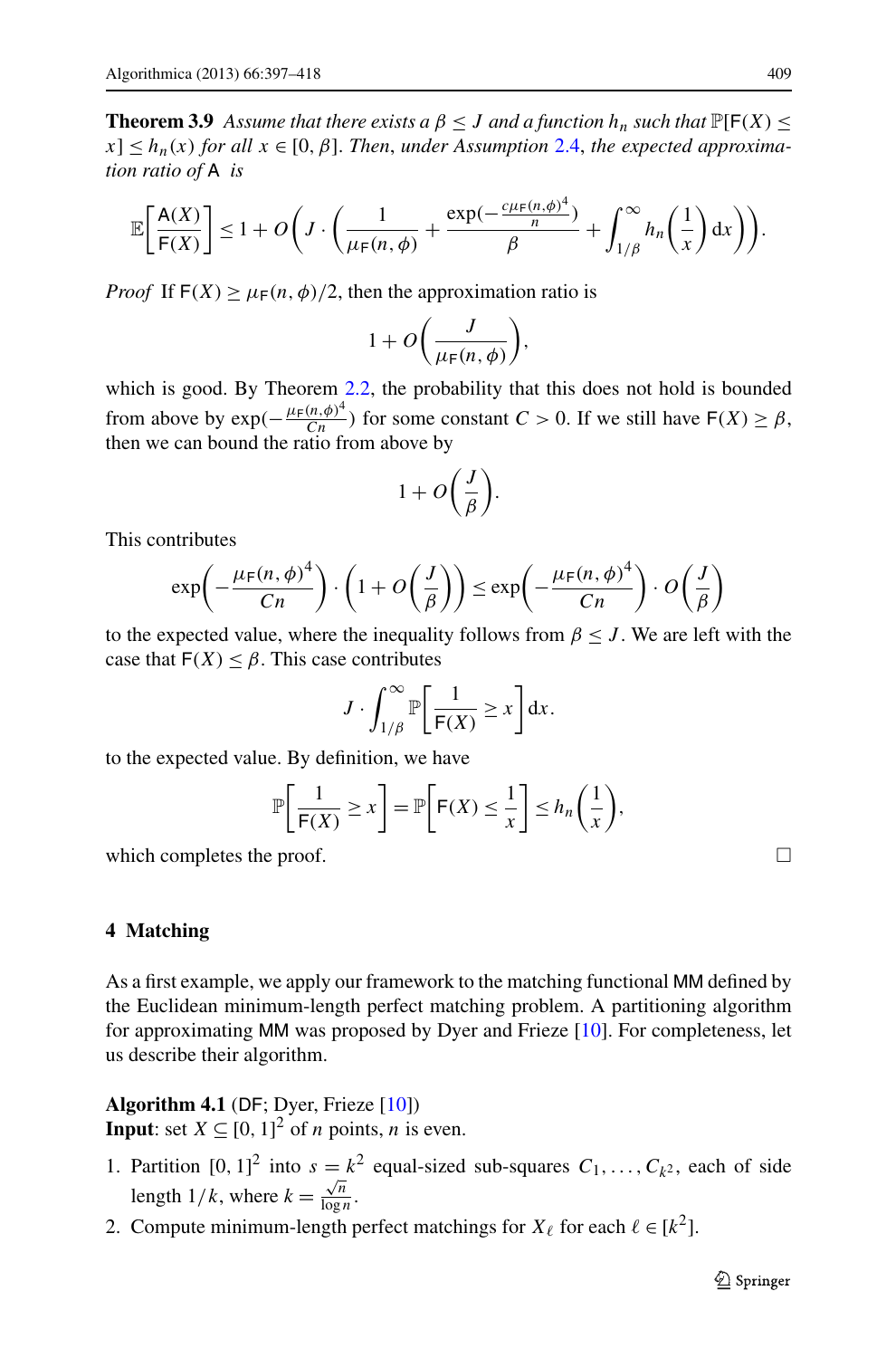**Theorem 3.9** *Assume that there exists a $\beta \le J$ and a function $h_n$ such that $\mathbb{P}[\mathsf{F}(X) \le x] \le h_n(x)$ for all $x \in [0, \beta]$. Then, under Assumption 2.4, the expected approximation ratio of* $\mathsf{A}$ *is*

$$\mathbb{E}\left[\frac{\mathsf{A}(X)}{\mathsf{F}(X)}\right] \le 1 + O\left(J \cdot \left(\frac{1}{\mu_{\mathsf{F}}(n, \phi)} + \frac{\exp(-\frac{c\mu_{\mathsf{F}}(n,\phi)^4}{n})}{\beta} + \int_{1/\beta}^{\infty} h_n\left(\frac{1}{x}\right) \mathrm{d}x\right)\right).$$

*Proof* If $\mathsf{F}(X) \ge \mu_{\mathsf{F}}(n, \phi)/2$, then the approximation ratio is

$$1 + O\left(\frac{J}{\mu_{\mathsf{F}}(n, \phi)}\right),$$

which is good. By Theorem 2.2, the probability that this does not hold is bounded from above by $\exp(-\frac{\mu_{\mathsf{F}}(n,\phi)^4}{Cn})$ for some constant $C > 0$. If we still have $\mathsf{F}(X) \ge \beta$, then we can bound the ratio from above by

$$1 + O\left(\frac{J}{\beta}\right).$$

This contributes

$$\exp\left(-\frac{\mu_{\mathsf{F}}(n, \phi)^4}{Cn}\right) \cdot \left(1 + O\left(\frac{J}{\beta}\right)\right) \le \exp\left(-\frac{\mu_{\mathsf{F}}(n, \phi)^4}{Cn}\right) \cdot O\left(\frac{J}{\beta}\right)$$

to the expected value, where the inequality follows from $\beta \le J$. We are left with the case that $\mathsf{F}(X) \le \beta$. This case contributes

$$J \cdot \int_{1/\beta}^{\infty} \mathbb{P}\left[\frac{1}{\mathsf{F}(X)} \ge x\right] \mathrm{d}x.$$

to the expected value. By definition, we have

$$\mathbb{P}\left[\frac{1}{\mathsf{F}(X)} \ge x\right] = \mathbb{P}\left[\mathsf{F}(X) \le \frac{1}{x}\right] \le h_n\left(\frac{1}{x}\right),$$

which completes the proof. □

## 4 Matching

As a first example, we apply our framework to the matching functional $\mathsf{MM}$ defined by the Euclidean minimum-length perfect matching problem. A partitioning algorithm for approximating $\mathsf{MM}$ was proposed by Dyer and Frieze [10]. For completeness, let us describe their algorithm.

**Algorithm 4.1** ($\mathsf{DF}$; Dyer, Frieze [10])
**Input**: set $X \subseteq [0, 1]^2$ of $n$ points, $n$ is even.

1. Partition $[0, 1]^2$ into $s = k^2$ equal-sized sub-squares $C_1, \dots, C_{k^2}$, each of side length $1/k$, where $k = \frac{\sqrt{n}}{\log n}$.
2. Compute minimum-length perfect matchings for $X_\ell$ for each $\ell \in [k^2]$.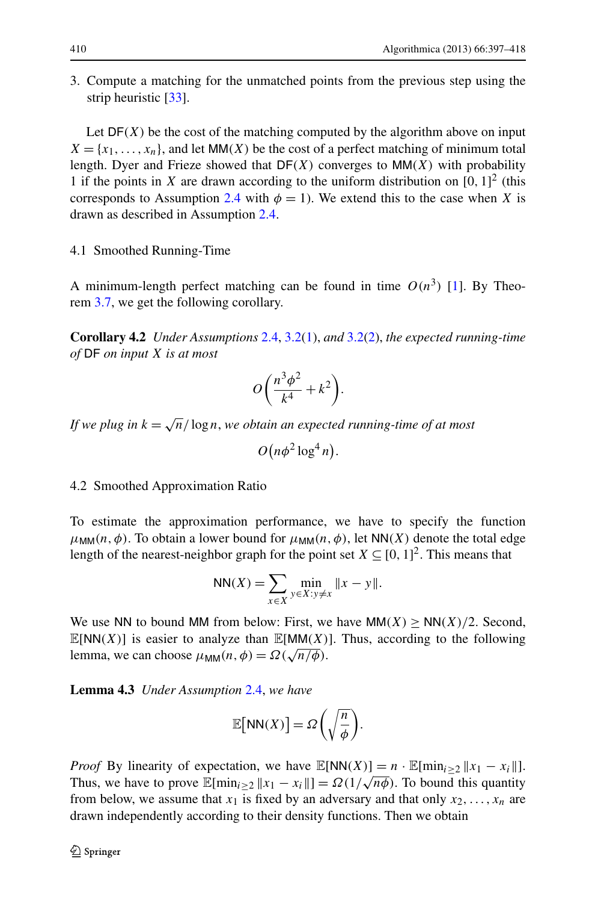3. Compute a matching for the unmatched points from the previous step using the strip heuristic [33].

Let $\mathsf{DF}(X)$ be the cost of the matching computed by the algorithm above on input $X = \{x_1, \dots, x_n\}$, and let $\mathsf{MM}(X)$ be the cost of a perfect matching of minimum total length. Dyer and Frieze showed that $\mathsf{DF}(X)$ converges to $\mathsf{MM}(X)$ with probability 1 if the points in $X$ are drawn according to the uniform distribution on $[0,1]^2$ (this corresponds to Assumption 2.4 with $\phi = 1$). We extend this to the case when $X$ is drawn as described in Assumption 2.4.

### 4.1 Smoothed Running-Time

A minimum-length perfect matching can be found in time $O(n^3)$ [1]. By Theorem 3.7, we get the following corollary.

**Corollary 4.2** *Under Assumptions 2.4, 3.2(1), and 3.2(2), the expected running-time of* $\mathsf{DF}$ *on input* $X$ *is at most*

$$O\left(\frac{n^3\phi^2}{k^4} + k^2\right).$$

*If we plug in* $k = \sqrt{n}/\log n$, *we obtain an expected running-time of at most*

$$O\big(n\phi^2 \log^4 n\big).$$

### 4.2 Smoothed Approximation Ratio

To estimate the approximation performance, we have to specify the function $\mu_{\mathsf{MM}}(n, \phi)$. To obtain a lower bound for $\mu_{\mathsf{MM}}(n, \phi)$, let $\mathsf{NN}(X)$ denote the total edge length of the nearest-neighbor graph for the point set $X \subseteq [0,1]^2$. This means that

$$\mathsf{NN}(X) = \sum_{x \in X} \min_{y \in X : y \neq x} \|x - y\|.$$

We use $\mathsf{NN}$ to bound $\mathsf{MM}$ from below: First, we have $\mathsf{MM}(X) \geq \mathsf{NN}(X)/2$. Second, $\mathbb{E}[\mathsf{NN}(X)]$ is easier to analyze than $\mathbb{E}[\mathsf{MM}(X)]$. Thus, according to the following lemma, we can choose $\mu_{\mathsf{MM}}(n, \phi) = \Omega(\sqrt{n/\phi})$.

**Lemma 4.3** *Under Assumption 2.4, we have*

$$\mathbb{E}\big[\mathsf{NN}(X)\big] = \Omega\left(\sqrt{\frac{n}{\phi}}\right).$$

*Proof* By linearity of expectation, we have $\mathbb{E}[\mathsf{NN}(X)] = n \cdot \mathbb{E}[\min_{i \geq 2} \|x_1 - x_i\|]$. Thus, we have to prove $\mathbb{E}[\min_{i \geq 2} \|x_1 - x_i\|] = \Omega(1/\sqrt{n\phi})$. To bound this quantity from below, we assume that $x_1$ is fixed by an adversary and that only $x_2, \dots, x_n$ are drawn independently according to their density functions. Then we obtain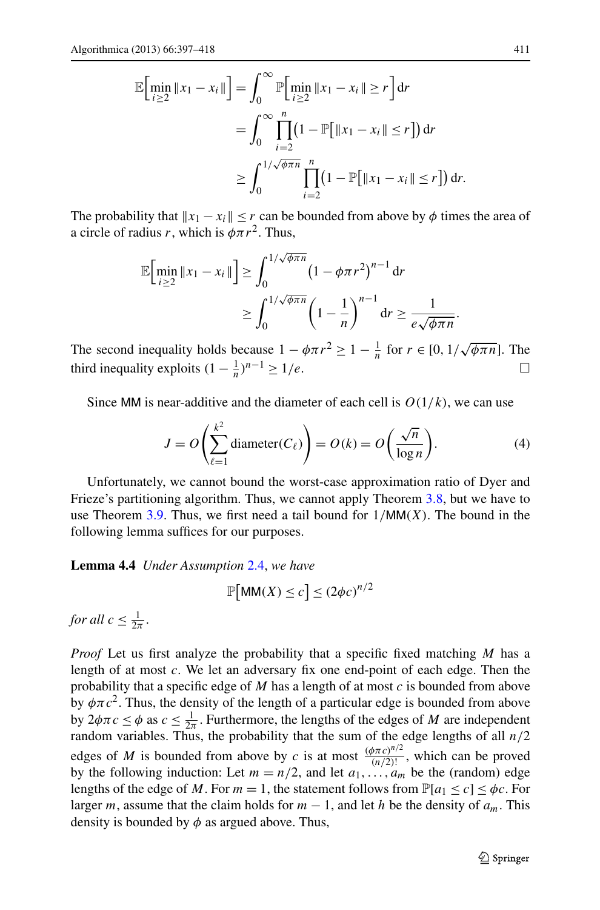$$\mathbb{E}\Big[\min_{i \geq 2} \|x_1 - x_i\|\Big] = \int_0^\infty \mathbb{P}\Big[\min_{i \geq 2} \|x_1 - x_i\| \geq r\Big]\,\mathrm{d}r$$

$$= \int_0^\infty \prod_{i=2}^{n} \Big(1 - \mathbb{P}\big[\|x_1 - x_i\| \leq r\big]\Big)\,\mathrm{d}r$$

$$\geq \int_0^{1/\sqrt{\phi\pi n}} \prod_{i=2}^{n} \Big(1 - \mathbb{P}\big[\|x_1 - x_i\| \leq r\big]\Big)\,\mathrm{d}r.$$

The probability that $\|x_1 - x_i\| \leq r$ can be bounded from above by $\phi$ times the area of a circle of radius $r$, which is $\phi\pi r^2$. Thus,

$$\mathbb{E}\Big[\min_{i \geq 2} \|x_1 - x_i\|\Big] \geq \int_0^{1/\sqrt{\phi\pi n}} \big(1 - \phi\pi r^2\big)^{n-1}\,\mathrm{d}r$$

$$\geq \int_0^{1/\sqrt{\phi\pi n}} \left(1 - \frac{1}{n}\right)^{n-1} \mathrm{d}r \geq \frac{1}{e\sqrt{\phi\pi n}}.$$

The second inequality holds because $1 - \phi\pi r^2 \geq 1 - \frac{1}{n}$ for $r \in [0, 1/\sqrt{\phi\pi n}]$. The third inequality exploits $(1 - \frac{1}{n})^{n-1} \geq 1/e$. □

Since MM is near-additive and the diameter of each cell is $O(1/k)$, we can use

$$J = O\left(\sum_{\ell=1}^{k^2} \text{diameter}(C_\ell)\right) = O(k) = O\left(\frac{\sqrt{n}}{\log n}\right). \tag{4}$$

Unfortunately, we cannot bound the worst-case approximation ratio of Dyer and Frieze's partitioning algorithm. Thus, we cannot apply Theorem 3.8, but we have to use Theorem 3.9. Thus, we first need a tail bound for $1/\mathsf{MM}(X)$. The bound in the following lemma suffices for our purposes.

**Lemma 4.4** *Under Assumption* 2.4, *we have*

$$\mathbb{P}\big[\mathsf{MM}(X) \leq c\big] \leq (2\phi c)^{n/2}$$

*for all* $c \leq \frac{1}{2\pi}$.

*Proof* Let us first analyze the probability that a specific fixed matching $M$ has a length of at most $c$. We let an adversary fix one end-point of each edge. Then the probability that a specific edge of $M$ has a length of at most $c$ is bounded from above by $\phi\pi c^2$. Thus, the density of the length of a particular edge is bounded from above by $2\phi\pi c \leq \phi$ as $c \leq \frac{1}{2\pi}$. Furthermore, the lengths of the edges of $M$ are independent random variables. Thus, the probability that the sum of the edge lengths of all $n/2$ edges of $M$ is bounded from above by $c$ is at most $\frac{(\phi\pi c)^{n/2}}{(n/2)!}$, which can be proved by the following induction: Let $m = n/2$, and let $a_1, \ldots, a_m$ be the (random) edge lengths of the edge of $M$. For $m = 1$, the statement follows from $\mathbb{P}[a_1 \leq c] \leq \phi c$. For larger $m$, assume that the claim holds for $m - 1$, and let $h$ be the density of $a_m$. This density is bounded by $\phi$ as argued above. Thus,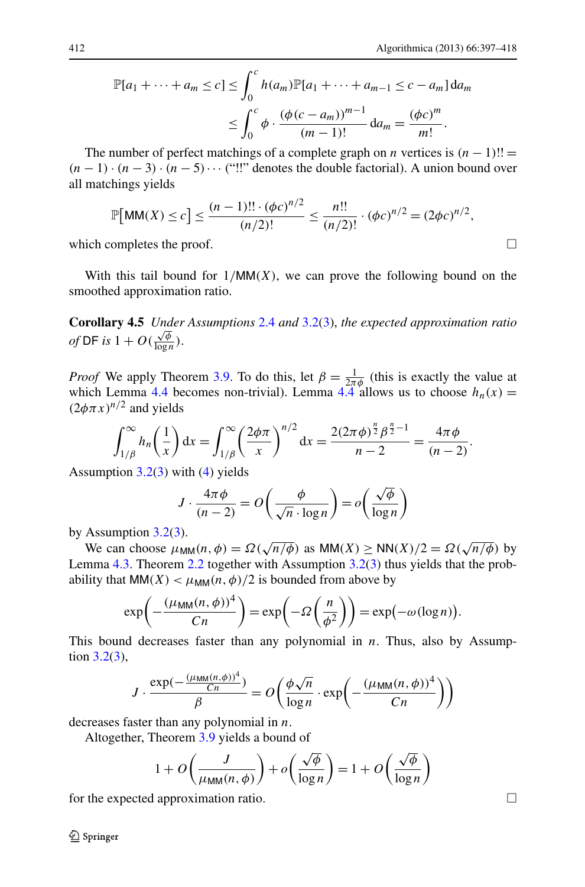$$\mathbb{P}[a_1 + \cdots + a_m \leq c] \leq \int_0^c h(a_m)\mathbb{P}[a_1 + \cdots + a_{m-1} \leq c - a_m]\,\mathrm{d}a_m$$

$$\leq \int_0^c \phi \cdot \frac{(\phi(c - a_m))^{m-1}}{(m-1)!}\,\mathrm{d}a_m = \frac{(\phi c)^m}{m!}.$$

The number of perfect matchings of a complete graph on $n$ vertices is $(n-1)!! = (n-1)\cdot(n-3)\cdot(n-5)\cdots$ ("!!" denotes the double factorial). A union bound over all matchings yields

$$\mathbb{P}\big[\mathsf{MM}(X) \leq c\big] \leq \frac{(n-1)!! \cdot (\phi c)^{n/2}}{(n/2)!} \leq \frac{n!!}{(n/2)!} \cdot (\phi c)^{n/2} = (2\phi c)^{n/2},$$

which completes the proof. $\square$

With this tail bound for $1/\mathsf{MM}(X)$, we can prove the following bound on the smoothed approximation ratio.

**Corollary 4.5** *Under Assumptions 2.4 and 3.2(3), the expected approximation ratio of* DF *is* $1 + O(\frac{\sqrt{\phi}}{\log n})$.

*Proof* We apply Theorem 3.9. To do this, let $\beta = \frac{1}{2\pi\phi}$ (this is exactly the value at which Lemma 4.4 becomes non-trivial). Lemma 4.4 allows us to choose $h_n(x) = (2\phi\pi x)^{n/2}$ and yields

$$\int_{1/\beta}^{\infty} h_n\left(\frac{1}{x}\right)\mathrm{d}x = \int_{1/\beta}^{\infty}\left(\frac{2\phi\pi}{x}\right)^{n/2}\mathrm{d}x = \frac{2(2\pi\phi)^{\frac{n}{2}}\beta^{\frac{n}{2}-1}}{n-2} = \frac{4\pi\phi}{(n-2)}.$$

Assumption 3.2(3) with (4) yields

$$J \cdot \frac{4\pi\phi}{(n-2)} = O\left(\frac{\phi}{\sqrt{n}\cdot\log n}\right) = o\left(\frac{\sqrt{\phi}}{\log n}\right)$$

by Assumption 3.2(3).

We can choose $\mu_{\mathsf{MM}}(n,\phi) = \Omega(\sqrt{n/\phi})$ as $\mathsf{MM}(X) \geq \mathsf{NN}(X)/2 = \Omega(\sqrt{n/\phi})$ by Lemma 4.3. Theorem 2.2 together with Assumption 3.2(3) thus yields that the probability that $\mathsf{MM}(X) < \mu_{\mathsf{MM}}(n,\phi)/2$ is bounded from above by

$$\exp\left(-\frac{(\mu_{\mathsf{MM}}(n,\phi))^4}{Cn}\right) = \exp\left(-\Omega\left(\frac{n}{\phi^2}\right)\right) = \exp\big(-\omega(\log n)\big).$$

This bound decreases faster than any polynomial in $n$. Thus, also by Assumption 3.2(3),

$$J \cdot \frac{\exp(-\frac{(\mu_{\mathsf{MM}}(n,\phi))^4}{Cn})}{\beta} = O\left(\frac{\phi\sqrt{n}}{\log n}\cdot\exp\left(-\frac{(\mu_{\mathsf{MM}}(n,\phi))^4}{Cn}\right)\right)$$

decreases faster than any polynomial in $n$.

Altogether, Theorem 3.9 yields a bound of

$$1 + O\left(\frac{J}{\mu_{\mathsf{MM}}(n,\phi)}\right) + o\left(\frac{\sqrt{\phi}}{\log n}\right) = 1 + O\left(\frac{\sqrt{\phi}}{\log n}\right)$$

for the expected approximation ratio. $\square$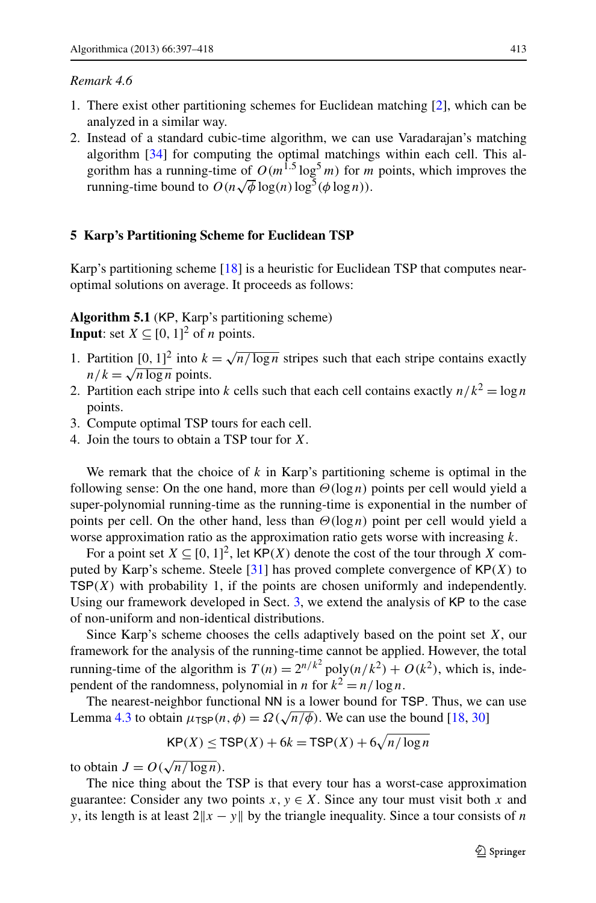*Remark 4.6*

1. There exist other partitioning schemes for Euclidean matching [2], which can be analyzed in a similar way.
2. Instead of a standard cubic-time algorithm, we can use Varadarajan's matching algorithm [34] for computing the optimal matchings within each cell. This algorithm has a running-time of $O(m^{1.5}\log^5 m)$ for $m$ points, which improves the running-time bound to $O(n\sqrt{\phi}\log(n)\log^5(\phi\log n))$.

## 5 Karp's Partitioning Scheme for Euclidean TSP

Karp's partitioning scheme [18] is a heuristic for Euclidean TSP that computes near-optimal solutions on average. It proceeds as follows:

**Algorithm 5.1** (KP, Karp's partitioning scheme)
**Input**: set $X \subseteq [0,1]^2$ of $n$ points.

1. Partition $[0,1]^2$ into $k = \sqrt{n/\log n}$ stripes such that each stripe contains exactly $n/k = \sqrt{n \log n}$ points.
2. Partition each stripe into $k$ cells such that each cell contains exactly $n/k^2 = \log n$ points.
3. Compute optimal TSP tours for each cell.
4. Join the tours to obtain a TSP tour for $X$.

We remark that the choice of $k$ in Karp's partitioning scheme is optimal in the following sense: On the one hand, more than $\Theta(\log n)$ points per cell would yield a super-polynomial running-time as the running-time is exponential in the number of points per cell. On the other hand, less than $\Theta(\log n)$ point per cell would yield a worse approximation ratio as the approximation ratio gets worse with increasing $k$.

For a point set $X \subseteq [0,1]^2$, let $\mathsf{KP}(X)$ denote the cost of the tour through $X$ computed by Karp's scheme. Steele [31] has proved complete convergence of $\mathsf{KP}(X)$ to $\mathsf{TSP}(X)$ with probability 1, if the points are chosen uniformly and independently. Using our framework developed in Sect. 3, we extend the analysis of KP to the case of non-uniform and non-identical distributions.

Since Karp's scheme chooses the cells adaptively based on the point set $X$, our framework for the analysis of the running-time cannot be applied. However, the total running-time of the algorithm is $T(n) = 2^{n/k^2}\operatorname{poly}(n/k^2) + O(k^2)$, which is, independent of the randomness, polynomial in $n$ for $k^2 = n/\log n$.

The nearest-neighbor functional NN is a lower bound for TSP. Thus, we can use Lemma 4.3 to obtain $\mu_{\mathsf{TSP}}(n,\phi) = \Omega(\sqrt{n/\phi})$. We can use the bound [18, 30]

$$\mathsf{KP}(X) \le \mathsf{TSP}(X) + 6k = \mathsf{TSP}(X) + 6\sqrt{n/\log n}$$

to obtain $J = O(\sqrt{n/\log n})$.

The nice thing about the TSP is that every tour has a worst-case approximation guarantee: Consider any two points $x, y \in X$. Since any tour must visit both $x$ and $y$, its length is at least $2\|x-y\|$ by the triangle inequality. Since a tour consists of $n$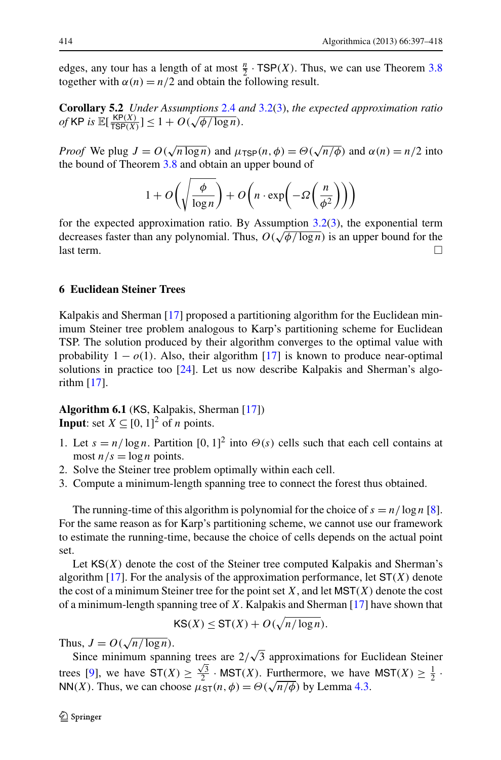edges, any tour has a length of at most $\frac{n}{2} \cdot \mathsf{TSP}(X)$. Thus, we can use Theorem 3.8 together with $\alpha(n) = n/2$ and obtain the following result.

**Corollary 5.2** *Under Assumptions 2.4 and 3.2(3), the expected approximation ratio of* KP *is* $\mathbb{E}[\frac{\mathsf{KP}(X)}{\mathsf{TSP}(X)}] \leq 1 + O(\sqrt{\phi/\log n})$.

*Proof* We plug $J = O(\sqrt{n \log n})$ and $\mu_{\mathsf{TSP}}(n, \phi) = \Theta(\sqrt{n/\phi})$ and $\alpha(n) = n/2$ into the bound of Theorem 3.8 and obtain an upper bound of

$$1 + O\left(\sqrt{\frac{\phi}{\log n}}\right) + O\left(n \cdot \exp\left(-\Omega\left(\frac{n}{\phi^2}\right)\right)\right)$$

for the expected approximation ratio. By Assumption 3.2(3), the exponential term decreases faster than any polynomial. Thus, $O(\sqrt{\phi/\log n})$ is an upper bound for the last term. □

## 6 Euclidean Steiner Trees

Kalpakis and Sherman [17] proposed a partitioning algorithm for the Euclidean minimum Steiner tree problem analogous to Karp's partitioning scheme for Euclidean TSP. The solution produced by their algorithm converges to the optimal value with probability $1 - o(1)$. Also, their algorithm [17] is known to produce near-optimal solutions in practice too [24]. Let us now describe Kalpakis and Sherman's algorithm [17].

**Algorithm 6.1** (KS, Kalpakis, Sherman [17])
**Input**: set $X \subseteq [0, 1]^2$ of $n$ points.

1. Let $s = n/\log n$. Partition $[0, 1]^2$ into $\Theta(s)$ cells such that each cell contains at most $n/s = \log n$ points.
2. Solve the Steiner tree problem optimally within each cell.
3. Compute a minimum-length spanning tree to connect the forest thus obtained.

The running-time of this algorithm is polynomial for the choice of $s = n/\log n$ [8]. For the same reason as for Karp's partitioning scheme, we cannot use our framework to estimate the running-time, because the choice of cells depends on the actual point set.

Let $\mathsf{KS}(X)$ denote the cost of the Steiner tree computed Kalpakis and Sherman's algorithm [17]. For the analysis of the approximation performance, let $\mathsf{ST}(X)$ denote the cost of a minimum Steiner tree for the point set $X$, and let $\mathsf{MST}(X)$ denote the cost of a minimum-length spanning tree of $X$. Kalpakis and Sherman [17] have shown that

$$\mathsf{KS}(X) \leq \mathsf{ST}(X) + O(\sqrt{n/\log n}).$$

Thus, $J = O(\sqrt{n/\log n})$.

Since minimum spanning trees are $2/\sqrt{3}$ approximations for Euclidean Steiner trees [9], we have $\mathsf{ST}(X) \geq \frac{\sqrt{3}}{2} \cdot \mathsf{MST}(X)$. Furthermore, we have $\mathsf{MST}(X) \geq \frac{1}{2} \cdot \mathsf{NN}(X)$. Thus, we can choose $\mu_{\mathsf{ST}}(n, \phi) = \Theta(\sqrt{n/\phi})$ by Lemma 4.3.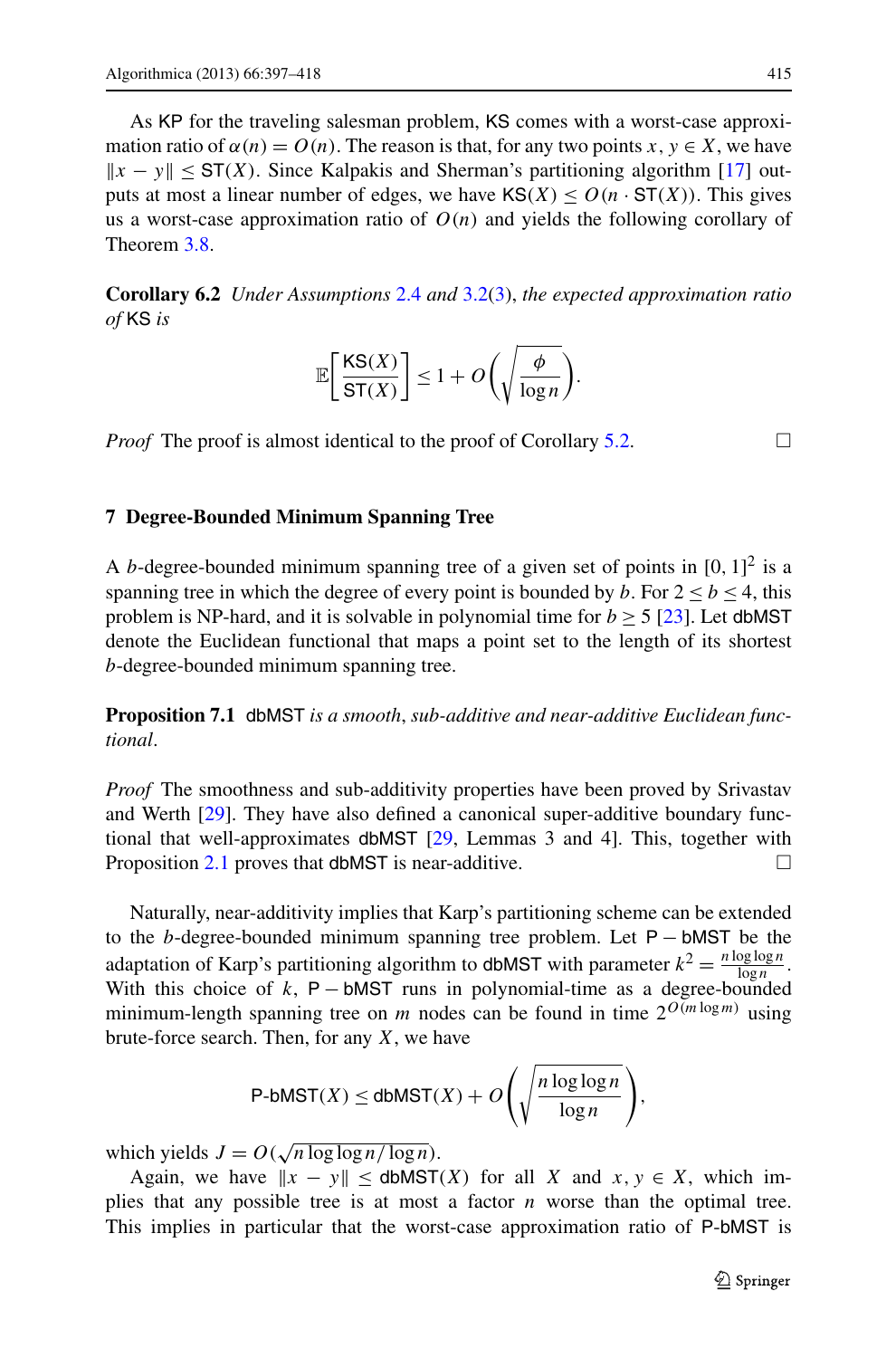As KP for the traveling salesman problem, KS comes with a worst-case approximation ratio of $\alpha(n) = O(n)$. The reason is that, for any two points $x, y \in X$, we have $\|x - y\| \leq \mathsf{ST}(X)$. Since Kalpakis and Sherman's partitioning algorithm [17] outputs at most a linear number of edges, we have $\mathsf{KS}(X) \leq O(n \cdot \mathsf{ST}(X))$. This gives us a worst-case approximation ratio of $O(n)$ and yields the following corollary of Theorem 3.8.

**Corollary 6.2** *Under Assumptions 2.4 and 3.2(3), the expected approximation ratio of* KS *is*

$$\mathbb{E}\left[\frac{\mathsf{KS}(X)}{\mathsf{ST}(X)}\right] \leq 1 + O\left(\sqrt{\frac{\phi}{\log n}}\right).$$

*Proof* The proof is almost identical to the proof of Corollary 5.2. □

## 7 Degree-Bounded Minimum Spanning Tree

A $b$-degree-bounded minimum spanning tree of a given set of points in $[0, 1]^2$ is a spanning tree in which the degree of every point is bounded by $b$. For $2 \leq b \leq 4$, this problem is NP-hard, and it is solvable in polynomial time for $b \geq 5$ [23]. Let dbMST denote the Euclidean functional that maps a point set to the length of its shortest $b$-degree-bounded minimum spanning tree.

**Proposition 7.1** dbMST *is a smooth, sub-additive and near-additive Euclidean functional.*

*Proof* The smoothness and sub-additivity properties have been proved by Srivastav and Werth [29]. They have also defined a canonical super-additive boundary functional that well-approximates dbMST [29, Lemmas 3 and 4]. This, together with Proposition 2.1 proves that dbMST is near-additive. □

Naturally, near-additivity implies that Karp's partitioning scheme can be extended to the $b$-degree-bounded minimum spanning tree problem. Let P − bMST be the adaptation of Karp's partitioning algorithm to dbMST with parameter $k^2 = \frac{n \log\log n}{\log n}$. With this choice of $k$, P − bMST runs in polynomial-time as a degree-bounded minimum-length spanning tree on $m$ nodes can be found in time $2^{O(m \log m)}$ using brute-force search. Then, for any $X$, we have

$$\text{P-bMST}(X) \leq \mathsf{dbMST}(X) + O\left(\sqrt{\frac{n \log\log n}{\log n}}\right),$$

which yields $J = O(\sqrt{n \log\log n / \log n})$.

Again, we have $\|x - y\| \leq \mathsf{dbMST}(X)$ for all $X$ and $x, y \in X$, which implies that any possible tree is at most a factor $n$ worse than the optimal tree. This implies in particular that the worst-case approximation ratio of P-bMST is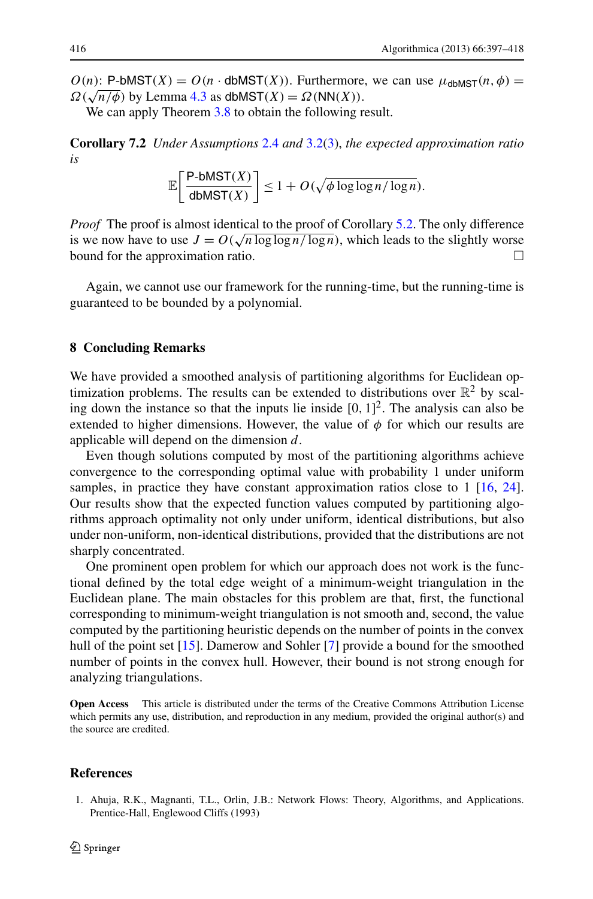$O(n)$: $\text{P-bMST}(X) = O(n \cdot \text{dbMST}(X))$. Furthermore, we can use $\mu_{\text{dbMST}}(n, \phi) = \Omega(\sqrt{n/\phi})$ by Lemma 4.3 as $\text{dbMST}(X) = \Omega(\text{NN}(X))$.

We can apply Theorem 3.8 to obtain the following result.

**Corollary 7.2** *Under Assumptions 2.4 and 3.2(3), the expected approximation ratio is*

$$\mathbb{E}\left[\frac{\text{P-bMST}(X)}{\text{dbMST}(X)}\right] \leq 1 + O(\sqrt{\phi \log\log n / \log n}).$$

*Proof* The proof is almost identical to the proof of Corollary 5.2. The only difference is we now have to use $J = O(\sqrt{n \log\log n / \log n})$, which leads to the slightly worse bound for the approximation ratio. □

Again, we cannot use our framework for the running-time, but the running-time is guaranteed to be bounded by a polynomial.

## 8 Concluding Remarks

We have provided a smoothed analysis of partitioning algorithms for Euclidean optimization problems. The results can be extended to distributions over $\mathbb{R}^2$ by scaling down the instance so that the inputs lie inside $[0, 1]^2$. The analysis can also be extended to higher dimensions. However, the value of $\phi$ for which our results are applicable will depend on the dimension $d$.

Even though solutions computed by most of the partitioning algorithms achieve convergence to the corresponding optimal value with probability 1 under uniform samples, in practice they have constant approximation ratios close to 1 [16, 24]. Our results show that the expected function values computed by partitioning algorithms approach optimality not only under uniform, identical distributions, but also under non-uniform, non-identical distributions, provided that the distributions are not sharply concentrated.

One prominent open problem for which our approach does not work is the functional defined by the total edge weight of a minimum-weight triangulation in the Euclidean plane. The main obstacles for this problem are that, first, the functional corresponding to minimum-weight triangulation is not smooth and, second, the value computed by the partitioning heuristic depends on the number of points in the convex hull of the point set [15]. Damerow and Sohler [7] provide a bound for the smoothed number of points in the convex hull. However, their bound is not strong enough for analyzing triangulations.

**Open Access** This article is distributed under the terms of the Creative Commons Attribution License which permits any use, distribution, and reproduction in any medium, provided the original author(s) and the source are credited.

## References

1. Ahuja, R.K., Magnanti, T.L., Orlin, J.B.: Network Flows: Theory, Algorithms, and Applications. Prentice-Hall, Englewood Cliffs (1993)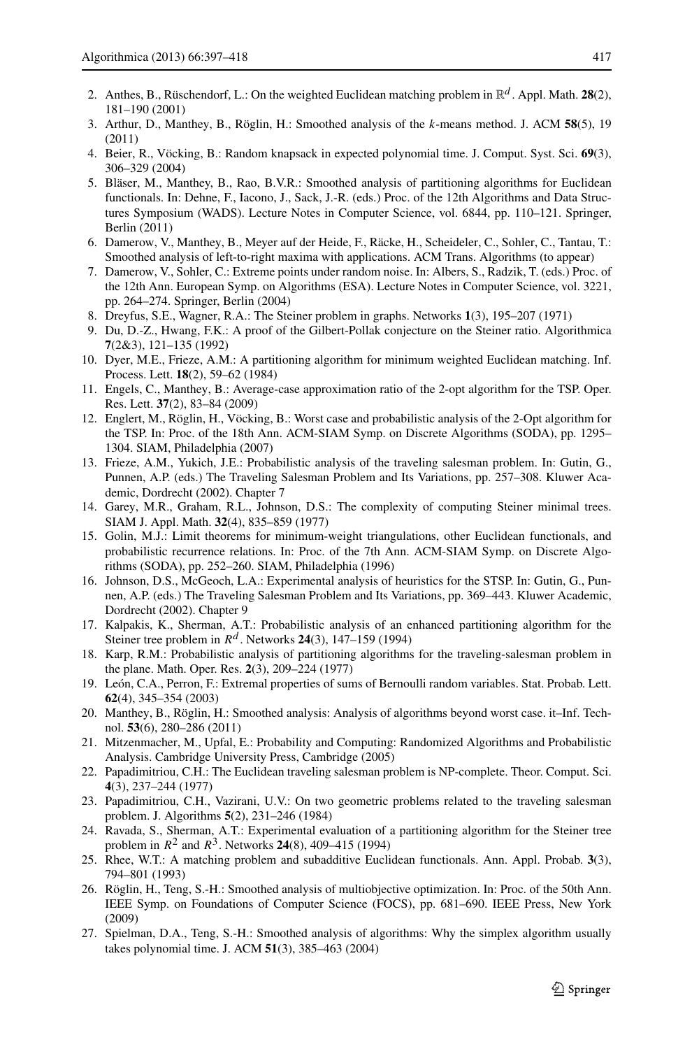2. Anthes, B., Rüschendorf, L.: On the weighted Euclidean matching problem in $\mathbb{R}^d$. Appl. Math. **28**(2), 181–190 (2001)
3. Arthur, D., Manthey, B., Röglin, H.: Smoothed analysis of the *k*-means method. J. ACM **58**(5), 19 (2011)
4. Beier, R., Vöcking, B.: Random knapsack in expected polynomial time. J. Comput. Syst. Sci. **69**(3), 306–329 (2004)
5. Bläser, M., Manthey, B., Rao, B.V.R.: Smoothed analysis of partitioning algorithms for Euclidean functionals. In: Dehne, F., Iacono, J., Sack, J.-R. (eds.) Proc. of the 12th Algorithms and Data Structures Symposium (WADS). Lecture Notes in Computer Science, vol. 6844, pp. 110–121. Springer, Berlin (2011)
6. Damerow, V., Manthey, B., Meyer auf der Heide, F., Räcke, H., Scheideler, C., Sohler, C., Tantau, T.: Smoothed analysis of left-to-right maxima with applications. ACM Trans. Algorithms (to appear)
7. Damerow, V., Sohler, C.: Extreme points under random noise. In: Albers, S., Radzik, T. (eds.) Proc. of the 12th Ann. European Symp. on Algorithms (ESA). Lecture Notes in Computer Science, vol. 3221, pp. 264–274. Springer, Berlin (2004)
8. Dreyfus, S.E., Wagner, R.A.: The Steiner problem in graphs. Networks **1**(3), 195–207 (1971)
9. Du, D.-Z., Hwang, F.K.: A proof of the Gilbert-Pollak conjecture on the Steiner ratio. Algorithmica **7**(2&3), 121–135 (1992)
10. Dyer, M.E., Frieze, A.M.: A partitioning algorithm for minimum weighted Euclidean matching. Inf. Process. Lett. **18**(2), 59–62 (1984)
11. Engels, C., Manthey, B.: Average-case approximation ratio of the 2-opt algorithm for the TSP. Oper. Res. Lett. **37**(2), 83–84 (2009)
12. Englert, M., Röglin, H., Vöcking, B.: Worst case and probabilistic analysis of the 2-Opt algorithm for the TSP. In: Proc. of the 18th Ann. ACM-SIAM Symp. on Discrete Algorithms (SODA), pp. 1295–1304. SIAM, Philadelphia (2007)
13. Frieze, A.M., Yukich, J.E.: Probabilistic analysis of the traveling salesman problem. In: Gutin, G., Punnen, A.P. (eds.) The Traveling Salesman Problem and Its Variations, pp. 257–308. Kluwer Academic, Dordrecht (2002). Chapter 7
14. Garey, M.R., Graham, R.L., Johnson, D.S.: The complexity of computing Steiner minimal trees. SIAM J. Appl. Math. **32**(4), 835–859 (1977)
15. Golin, M.J.: Limit theorems for minimum-weight triangulations, other Euclidean functionals, and probabilistic recurrence relations. In: Proc. of the 7th Ann. ACM-SIAM Symp. on Discrete Algorithms (SODA), pp. 252–260. SIAM, Philadelphia (1996)
16. Johnson, D.S., McGeoch, L.A.: Experimental analysis of heuristics for the STSP. In: Gutin, G., Punnen, A.P. (eds.) The Traveling Salesman Problem and Its Variations, pp. 369–443. Kluwer Academic, Dordrecht (2002). Chapter 9
17. Kalpakis, K., Sherman, A.T.: Probabilistic analysis of an enhanced partitioning algorithm for the Steiner tree problem in $R^d$. Networks **24**(3), 147–159 (1994)
18. Karp, R.M.: Probabilistic analysis of partitioning algorithms for the traveling-salesman problem in the plane. Math. Oper. Res. **2**(3), 209–224 (1977)
19. León, C.A., Perron, F.: Extremal properties of sums of Bernoulli random variables. Stat. Probab. Lett. **62**(4), 345–354 (2003)
20. Manthey, B., Röglin, H.: Smoothed analysis: Analysis of algorithms beyond worst case. it–Inf. Technol. **53**(6), 280–286 (2011)
21. Mitzenmacher, M., Upfal, E.: Probability and Computing: Randomized Algorithms and Probabilistic Analysis. Cambridge University Press, Cambridge (2005)
22. Papadimitriou, C.H.: The Euclidean traveling salesman problem is NP-complete. Theor. Comput. Sci. **4**(3), 237–244 (1977)
23. Papadimitriou, C.H., Vazirani, U.V.: On two geometric problems related to the traveling salesman problem. J. Algorithms **5**(2), 231–246 (1984)
24. Ravada, S., Sherman, A.T.: Experimental evaluation of a partitioning algorithm for the Steiner tree problem in $R^2$ and $R^3$. Networks **24**(8), 409–415 (1994)
25. Rhee, W.T.: A matching problem and subadditive Euclidean functionals. Ann. Appl. Probab. **3**(3), 794–801 (1993)
26. Röglin, H., Teng, S.-H.: Smoothed analysis of multiobjective optimization. In: Proc. of the 50th Ann. IEEE Symp. on Foundations of Computer Science (FOCS), pp. 681–690. IEEE Press, New York (2009)
27. Spielman, D.A., Teng, S.-H.: Smoothed analysis of algorithms: Why the simplex algorithm usually takes polynomial time. J. ACM **51**(3), 385–463 (2004)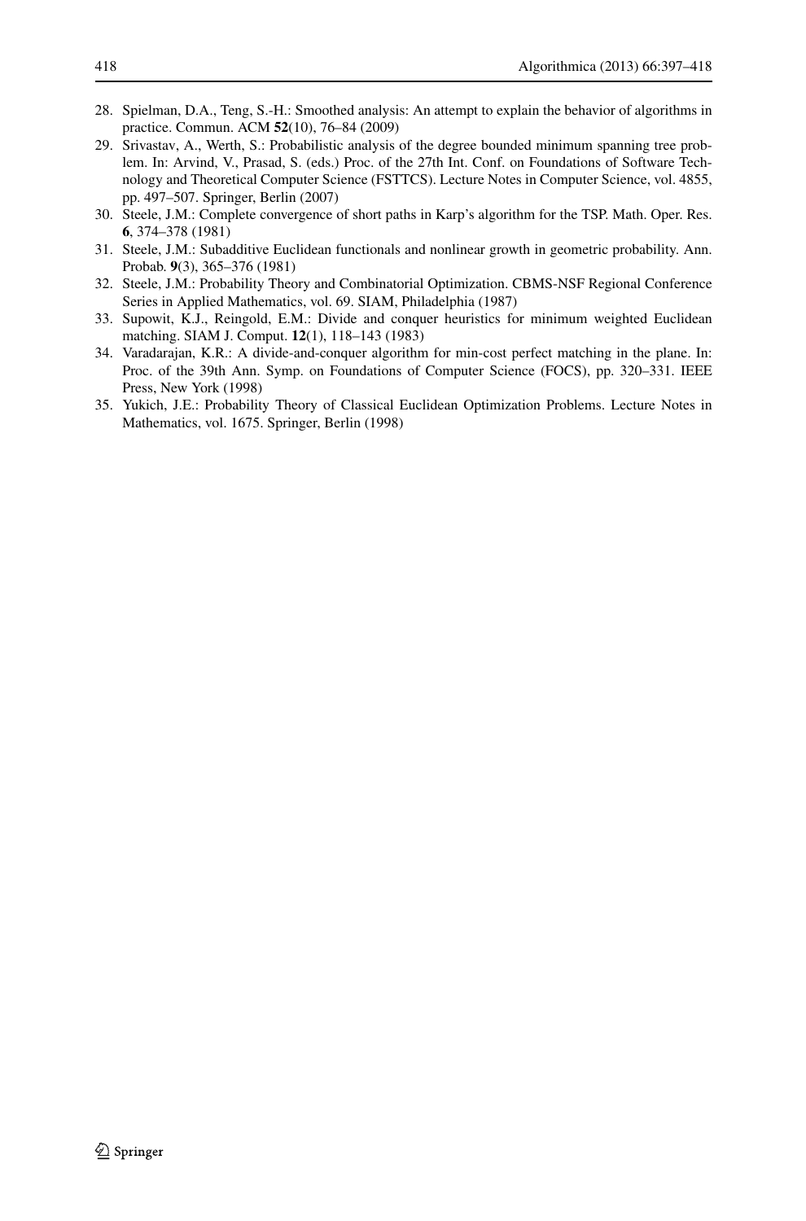28. Spielman, D.A., Teng, S.-H.: Smoothed analysis: An attempt to explain the behavior of algorithms in practice. Commun. ACM **52**(10), 76–84 (2009)
29. Srivastav, A., Werth, S.: Probabilistic analysis of the degree bounded minimum spanning tree problem. In: Arvind, V., Prasad, S. (eds.) Proc. of the 27th Int. Conf. on Foundations of Software Technology and Theoretical Computer Science (FSTTCS). Lecture Notes in Computer Science, vol. 4855, pp. 497–507. Springer, Berlin (2007)
30. Steele, J.M.: Complete convergence of short paths in Karp's algorithm for the TSP. Math. Oper. Res. **6**, 374–378 (1981)
31. Steele, J.M.: Subadditive Euclidean functionals and nonlinear growth in geometric probability. Ann. Probab. **9**(3), 365–376 (1981)
32. Steele, J.M.: Probability Theory and Combinatorial Optimization. CBMS-NSF Regional Conference Series in Applied Mathematics, vol. 69. SIAM, Philadelphia (1987)
33. Supowit, K.J., Reingold, E.M.: Divide and conquer heuristics for minimum weighted Euclidean matching. SIAM J. Comput. **12**(1), 118–143 (1983)
34. Varadarajan, K.R.: A divide-and-conquer algorithm for min-cost perfect matching in the plane. In: Proc. of the 39th Ann. Symp. on Foundations of Computer Science (FOCS), pp. 320–331. IEEE Press, New York (1998)
35. Yukich, J.E.: Probability Theory of Classical Euclidean Optimization Problems. Lecture Notes in Mathematics, vol. 1675. Springer, Berlin (1998)